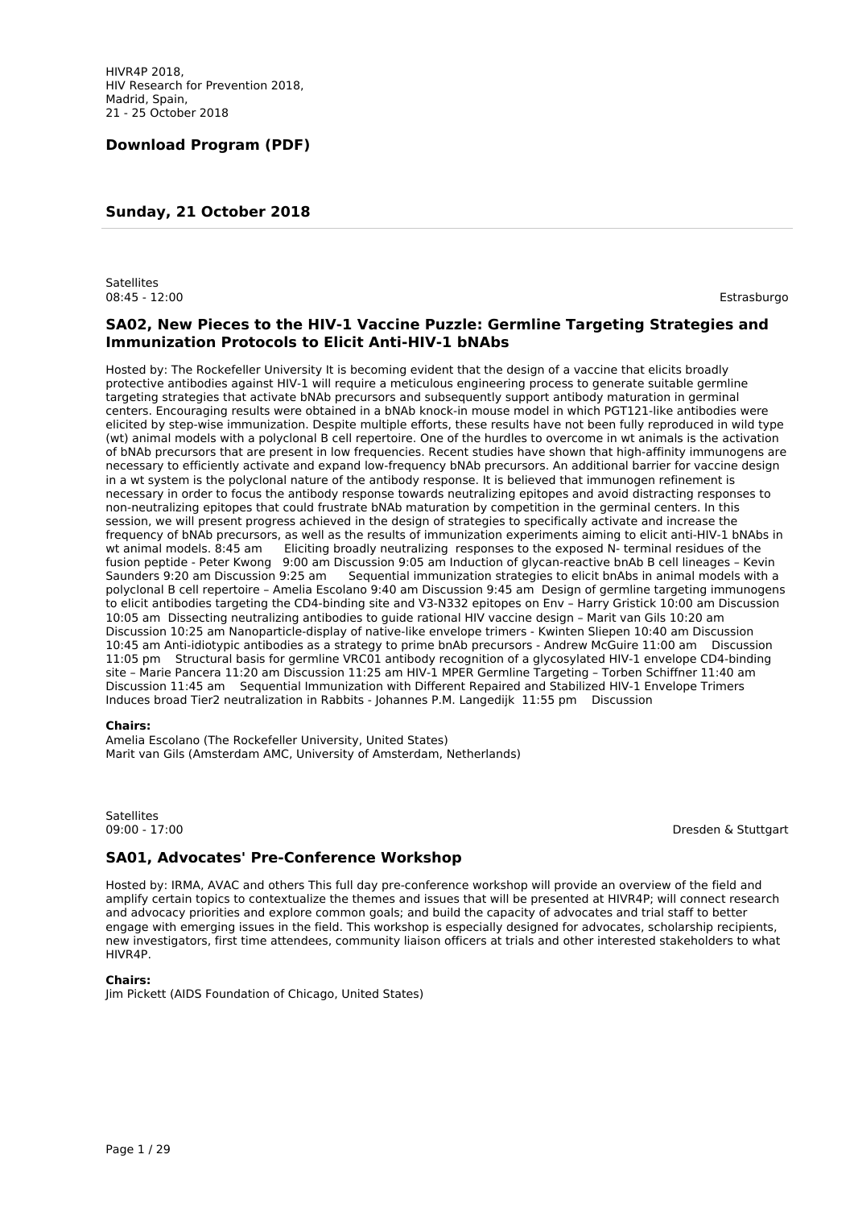HIVR4P 2018,
HIV Research for Prevention 2018,
Madrid, Spain,
21 - 25 October 2018

**Download Program (PDF)**

## Sunday, 21 October 2018

Satellites
08:45 - 12:00 Estrasburgo

### SA02, New Pieces to the HIV-1 Vaccine Puzzle: Germline Targeting Strategies and Immunization Protocols to Elicit Anti-HIV-1 bNAbs

Hosted by: The Rockefeller University It is becoming evident that the design of a vaccine that elicits broadly protective antibodies against HIV-1 will require a meticulous engineering process to generate suitable germline targeting strategies that activate bNAb precursors and subsequently support antibody maturation in germinal centers. Encouraging results were obtained in a bNAb knock-in mouse model in which PGT121-like antibodies were elicited by step-wise immunization. Despite multiple efforts, these results have not been fully reproduced in wild type (wt) animal models with a polyclonal B cell repertoire. One of the hurdles to overcome in wt animals is the activation of bNAb precursors that are present in low frequencies. Recent studies have shown that high-affinity immunogens are necessary to efficiently activate and expand low-frequency bNAb precursors. An additional barrier for vaccine design in a wt system is the polyclonal nature of the antibody response. It is believed that immunogen refinement is necessary in order to focus the antibody response towards neutralizing epitopes and avoid distracting responses to non-neutralizing epitopes that could frustrate bNAb maturation by competition in the germinal centers. In this session, we will present progress achieved in the design of strategies to specifically activate and increase the frequency of bNAb precursors, as well as the results of immunization experiments aiming to elicit anti-HIV-1 bNAbs in wt animal models. 8:45 am Eliciting broadly neutralizing responses to the exposed N- terminal residues of the fusion peptide - Peter Kwong 9:00 am Discussion 9:05 am Induction of glycan-reactive bnAb B cell lineages – Kevin Saunders 9:20 am Discussion 9:25 am Sequential immunization strategies to elicit bnAbs in animal models with a polyclonal B cell repertoire – Amelia Escolano 9:40 am Discussion 9:45 am Design of germline targeting immunogens to elicit antibodies targeting the CD4-binding site and V3-N332 epitopes on Env – Harry Gristick 10:00 am Discussion 10:05 am Dissecting neutralizing antibodies to guide rational HIV vaccine design – Marit van Gils 10:20 am Discussion 10:25 am Nanoparticle-display of native-like envelope trimers - Kwinten Sliepen 10:40 am Discussion 10:45 am Anti-idiotypic antibodies as a strategy to prime bnAb precursors - Andrew McGuire 11:00 am Discussion 11:05 pm Structural basis for germline VRC01 antibody recognition of a glycosylated HIV-1 envelope CD4-binding site – Marie Pancera 11:20 am Discussion 11:25 am HIV-1 MPER Germline Targeting – Torben Schiffner 11:40 am Discussion 11:45 am Sequential Immunization with Different Repaired and Stabilized HIV-1 Envelope Trimers Induces broad Tier2 neutralization in Rabbits - Johannes P.M. Langedijk 11:55 pm Discussion

**Chairs:**
Amelia Escolano (The Rockefeller University, United States)
Marit van Gils (Amsterdam AMC, University of Amsterdam, Netherlands)

Satellites
09:00 - 17:00 Dresden & Stuttgart

### SA01, Advocates' Pre-Conference Workshop

Hosted by: IRMA, AVAC and others This full day pre-conference workshop will provide an overview of the field and amplify certain topics to contextualize the themes and issues that will be presented at HIVR4P; will connect research and advocacy priorities and explore common goals; and build the capacity of advocates and trial staff to better engage with emerging issues in the field. This workshop is especially designed for advocates, scholarship recipients, new investigators, first time attendees, community liaison officers at trials and other interested stakeholders to what HIVR4P.

**Chairs:**
Jim Pickett (AIDS Foundation of Chicago, United States)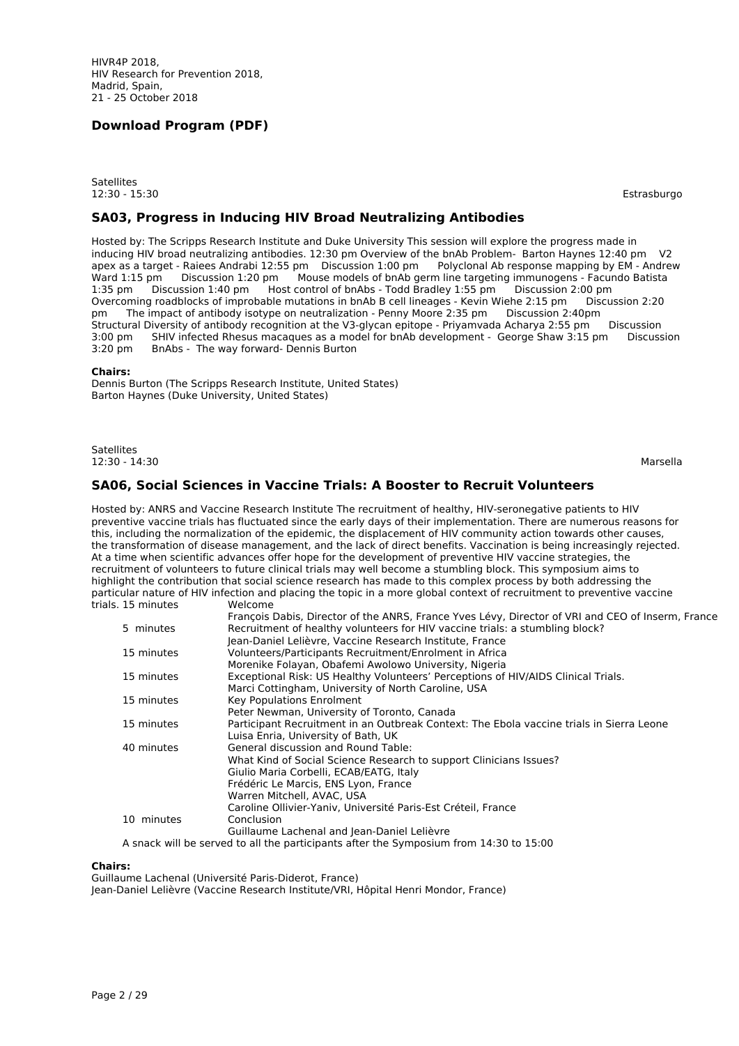HIVR4P 2018,
HIV Research for Prevention 2018,
Madrid, Spain,
21 - 25 October 2018

## Download Program (PDF)

Satellites
12:30 - 15:30

Estrasburgo

### SA03, Progress in Inducing HIV Broad Neutralizing Antibodies

Hosted by: The Scripps Research Institute and Duke University This session will explore the progress made in inducing HIV broad neutralizing antibodies. 12:30 pm Overview of the bnAb Problem- Barton Haynes 12:40 pm V2 apex as a target - Raiees Andrabi 12:55 pm Discussion 1:00 pm Polyclonal Ab response mapping by EM - Andrew Ward 1:15 pm Discussion 1:20 pm Mouse models of bnAb germ line targeting immunogens - Facundo Batista 1:35 pm Discussion 1:40 pm Host control of bnAbs - Todd Bradley 1:55 pm Discussion 2:00 pm Overcoming roadblocks of improbable mutations in bnAb B cell lineages - Kevin Wiehe 2:15 pm Discussion 2:20 pm The impact of antibody isotype on neutralization - Penny Moore 2:35 pm Discussion 2:40pm Structural Diversity of antibody recognition at the V3-glycan epitope - Priyamvada Acharya 2:55 pm Discussion 3:00 pm SHIV infected Rhesus macaques as a model for bnAb development - George Shaw 3:15 pm Discussion 3:20 pm BnAbs - The way forward- Dennis Burton

**Chairs:**
Dennis Burton (The Scripps Research Institute, United States)
Barton Haynes (Duke University, United States)

Satellites
12:30 - 14:30

Marsella

### SA06, Social Sciences in Vaccine Trials: A Booster to Recruit Volunteers

Hosted by: ANRS and Vaccine Research Institute The recruitment of healthy, HIV-seronegative patients to HIV preventive vaccine trials has fluctuated since the early days of their implementation. There are numerous reasons for this, including the normalization of the epidemic, the displacement of HIV community action towards other causes, the transformation of disease management, and the lack of direct benefits. Vaccination is being increasingly rejected. At a time when scientific advances offer hope for the development of preventive HIV vaccine strategies, the recruitment of volunteers to future clinical trials may well become a stumbling block. This symposium aims to highlight the contribution that social science research has made to this complex process by both addressing the particular nature of HIV infection and placing the topic in a more global context of recruitment to preventive vaccine trials.

| Duration | Session |
|---|---|
| 15 minutes | Welcome<br>François Dabis, Director of the ANRS, France Yves Lévy, Director of VRI and CEO of Inserm, France |
| 5 minutes | Recruitment of healthy volunteers for HIV vaccine trials: a stumbling block?<br>Jean-Daniel Lelièvre, Vaccine Research Institute, France |
| 15 minutes | Volunteers/Participants Recruitment/Enrolment in Africa<br>Morenike Folayan, Obafemi Awolowo University, Nigeria |
| 15 minutes | Exceptional Risk: US Healthy Volunteers' Perceptions of HIV/AIDS Clinical Trials.<br>Marci Cottingham, University of North Caroline, USA |
| 15 minutes | Key Populations Enrolment<br>Peter Newman, University of Toronto, Canada |
| 15 minutes | Participant Recruitment in an Outbreak Context: The Ebola vaccine trials in Sierra Leone<br>Luisa Enria, University of Bath, UK |
| 40 minutes | General discussion and Round Table:<br>What Kind of Social Science Research to support Clinicians Issues?<br>Giulio Maria Corbelli, ECAB/EATG, Italy<br>Frédéric Le Marcis, ENS Lyon, France<br>Warren Mitchell, AVAC, USA<br>Caroline Ollivier-Yaniv, Université Paris-Est Créteil, France |
| 10 minutes | Conclusion<br>Guillaume Lachenal and Jean-Daniel Lelièvre |

A snack will be served to all the participants after the Symposium from 14:30 to 15:00

**Chairs:**
Guillaume Lachenal (Université Paris-Diderot, France)
Jean-Daniel Lelièvre (Vaccine Research Institute/VRI, Hôpital Henri Mondor, France)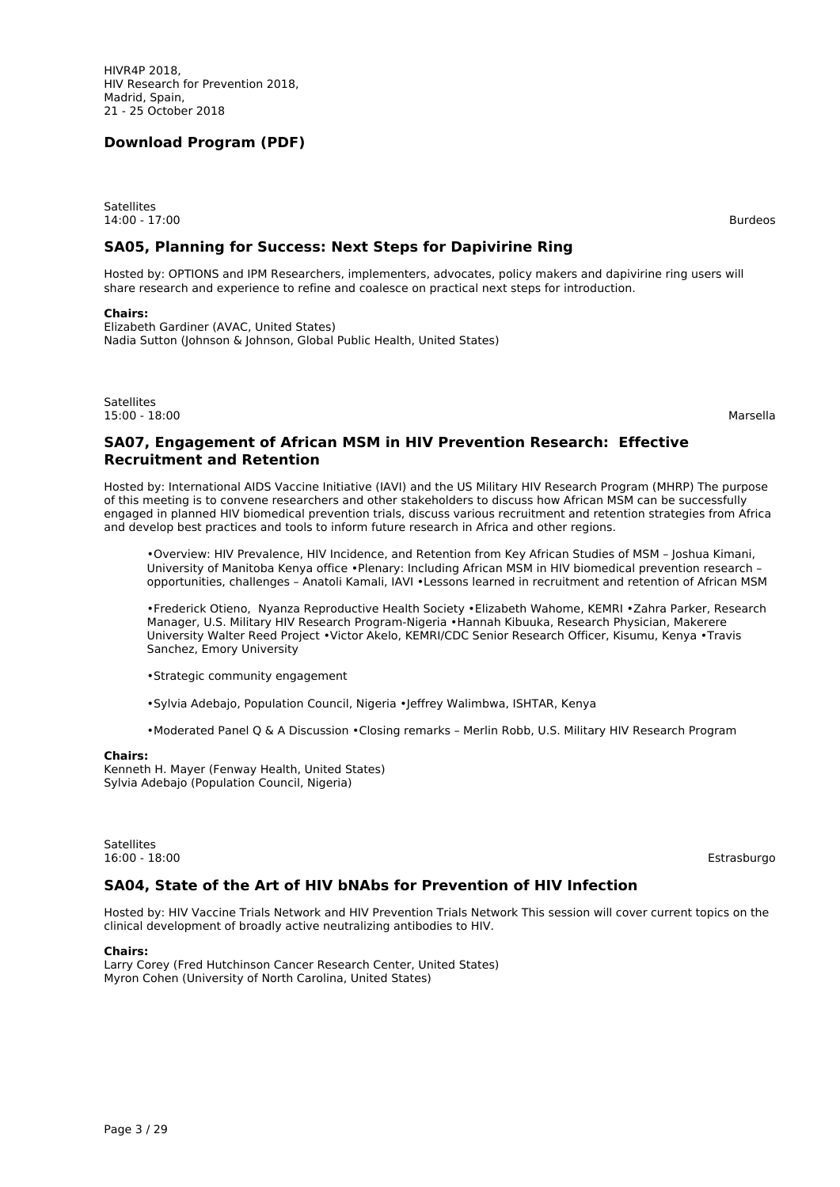HIVR4P 2018,
HIV Research for Prevention 2018,
Madrid, Spain,
21 - 25 October 2018

**Download Program (PDF)**

Satellites
14:00 - 17:00 Burdeos

### SA05, Planning for Success: Next Steps for Dapivirine Ring

Hosted by: OPTIONS and IPM Researchers, implementers, advocates, policy makers and dapivirine ring users will share research and experience to refine and coalesce on practical next steps for introduction.

**Chairs:**
Elizabeth Gardiner (AVAC, United States)
Nadia Sutton (Johnson & Johnson, Global Public Health, United States)

Satellites
15:00 - 18:00 Marsella

### SA07, Engagement of African MSM in HIV Prevention Research: Effective Recruitment and Retention

Hosted by: International AIDS Vaccine Initiative (IAVI) and the US Military HIV Research Program (MHRP) The purpose of this meeting is to convene researchers and other stakeholders to discuss how African MSM can be successfully engaged in planned HIV biomedical prevention trials, discuss various recruitment and retention strategies from Africa and develop best practices and tools to inform future research in Africa and other regions.

> •Overview: HIV Prevalence, HIV Incidence, and Retention from Key African Studies of MSM – Joshua Kimani, University of Manitoba Kenya office •Plenary: Including African MSM in HIV biomedical prevention research – opportunities, challenges – Anatoli Kamali, IAVI •Lessons learned in recruitment and retention of African MSM
>
> •Frederick Otieno, Nyanza Reproductive Health Society •Elizabeth Wahome, KEMRI •Zahra Parker, Research Manager, U.S. Military HIV Research Program-Nigeria •Hannah Kibuuka, Research Physician, Makerere University Walter Reed Project •Victor Akelo, KEMRI/CDC Senior Research Officer, Kisumu, Kenya •Travis Sanchez, Emory University
>
> •Strategic community engagement
>
> •Sylvia Adebajo, Population Council, Nigeria •Jeffrey Walimbwa, ISHTAR, Kenya
>
> •Moderated Panel Q & A Discussion •Closing remarks – Merlin Robb, U.S. Military HIV Research Program

**Chairs:**
Kenneth H. Mayer (Fenway Health, United States)
Sylvia Adebajo (Population Council, Nigeria)

Satellites
16:00 - 18:00 Estrasburgo

### SA04, State of the Art of HIV bNAbs for Prevention of HIV Infection

Hosted by: HIV Vaccine Trials Network and HIV Prevention Trials Network This session will cover current topics on the clinical development of broadly active neutralizing antibodies to HIV.

**Chairs:**
Larry Corey (Fred Hutchinson Cancer Research Center, United States)
Myron Cohen (University of North Carolina, United States)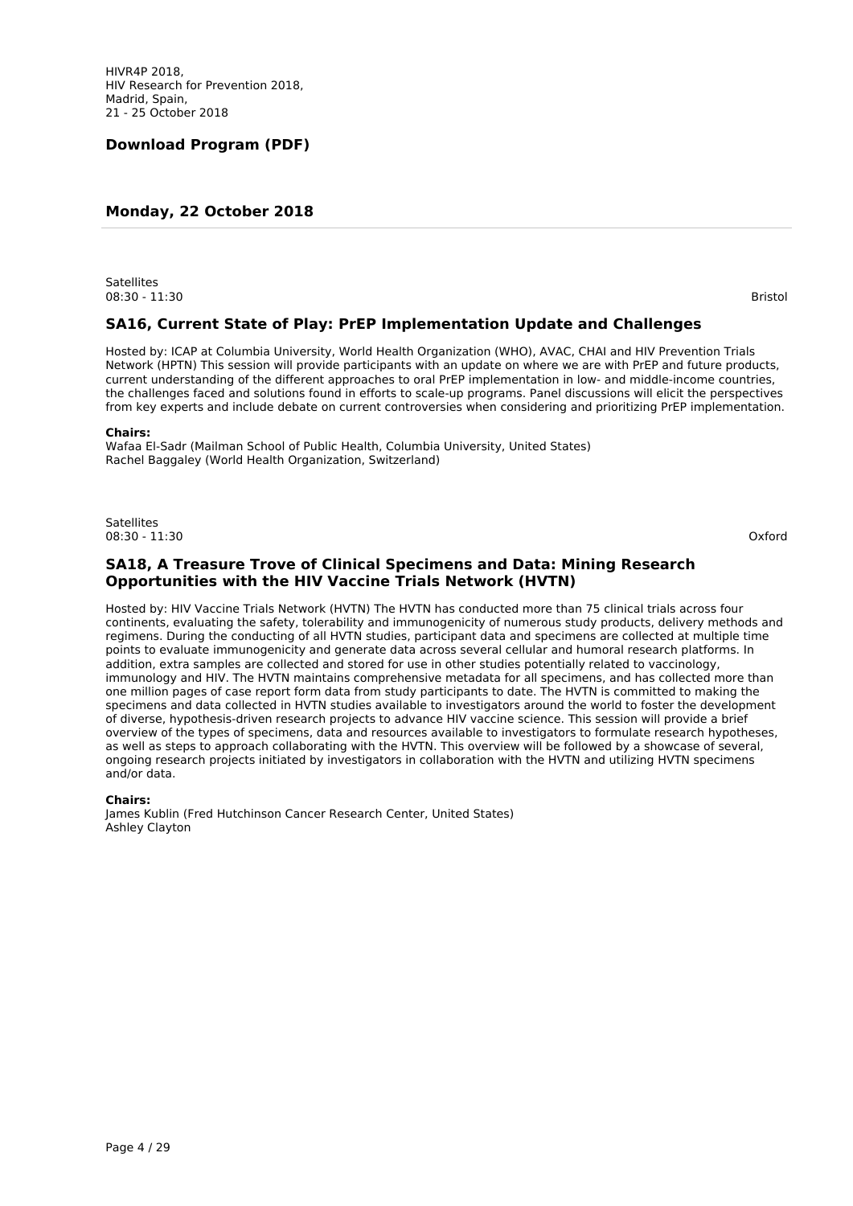HIVR4P 2018,
HIV Research for Prevention 2018,
Madrid, Spain,
21 - 25 October 2018

**Download Program (PDF)**

## Monday, 22 October 2018

Satellites
08:30 - 11:30 Bristol

### SA16, Current State of Play: PrEP Implementation Update and Challenges

Hosted by: ICAP at Columbia University, World Health Organization (WHO), AVAC, CHAI and HIV Prevention Trials Network (HPTN) This session will provide participants with an update on where we are with PrEP and future products, current understanding of the different approaches to oral PrEP implementation in low- and middle-income countries, the challenges faced and solutions found in efforts to scale-up programs. Panel discussions will elicit the perspectives from key experts and include debate on current controversies when considering and prioritizing PrEP implementation.

**Chairs:**
Wafaa El-Sadr (Mailman School of Public Health, Columbia University, United States)
Rachel Baggaley (World Health Organization, Switzerland)

Satellites
08:30 - 11:30 Oxford

### SA18, A Treasure Trove of Clinical Specimens and Data: Mining Research Opportunities with the HIV Vaccine Trials Network (HVTN)

Hosted by: HIV Vaccine Trials Network (HVTN) The HVTN has conducted more than 75 clinical trials across four continents, evaluating the safety, tolerability and immunogenicity of numerous study products, delivery methods and regimens. During the conducting of all HVTN studies, participant data and specimens are collected at multiple time points to evaluate immunogenicity and generate data across several cellular and humoral research platforms. In addition, extra samples are collected and stored for use in other studies potentially related to vaccinology, immunology and HIV. The HVTN maintains comprehensive metadata for all specimens, and has collected more than one million pages of case report form data from study participants to date. The HVTN is committed to making the specimens and data collected in HVTN studies available to investigators around the world to foster the development of diverse, hypothesis-driven research projects to advance HIV vaccine science. This session will provide a brief overview of the types of specimens, data and resources available to investigators to formulate research hypotheses, as well as steps to approach collaborating with the HVTN. This overview will be followed by a showcase of several, ongoing research projects initiated by investigators in collaboration with the HVTN and utilizing HVTN specimens and/or data.

**Chairs:**
James Kublin (Fred Hutchinson Cancer Research Center, United States)
Ashley Clayton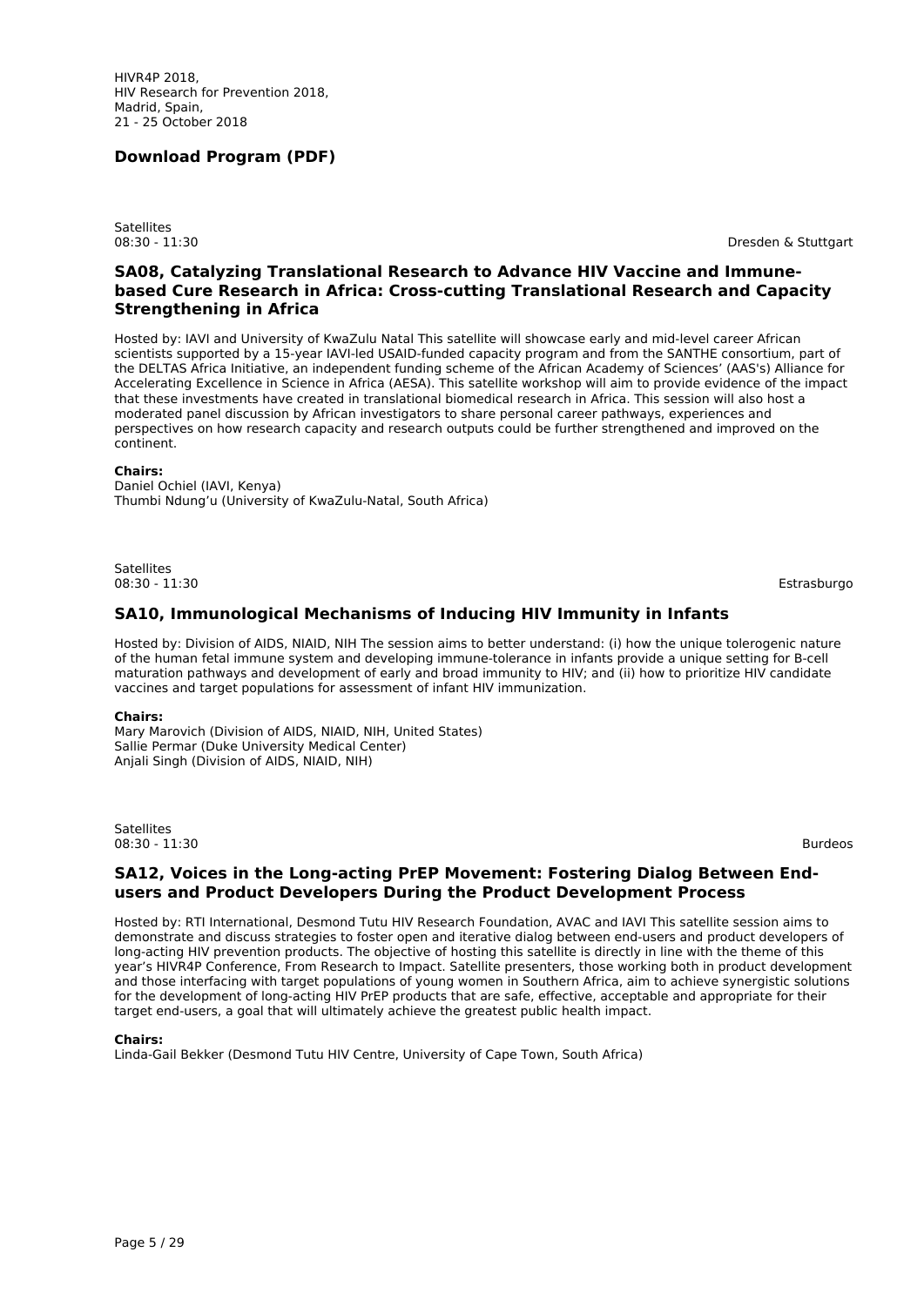HIVR4P 2018,
HIV Research for Prevention 2018,
Madrid, Spain,
21 - 25 October 2018

**Download Program (PDF)**

Satellites
08:30 - 11:30
Dresden & Stuttgart

### SA08, Catalyzing Translational Research to Advance HIV Vaccine and Immune-based Cure Research in Africa: Cross-cutting Translational Research and Capacity Strengthening in Africa

Hosted by: IAVI and University of KwaZulu Natal This satellite will showcase early and mid-level career African scientists supported by a 15-year IAVI-led USAID-funded capacity program and from the SANTHE consortium, part of the DELTAS Africa Initiative, an independent funding scheme of the African Academy of Sciences' (AAS's) Alliance for Accelerating Excellence in Science in Africa (AESA). This satellite workshop will aim to provide evidence of the impact that these investments have created in translational biomedical research in Africa. This session will also host a moderated panel discussion by African investigators to share personal career pathways, experiences and perspectives on how research capacity and research outputs could be further strengthened and improved on the continent.

**Chairs:**
Daniel Ochiel (IAVI, Kenya)
Thumbi Ndung'u (University of KwaZulu-Natal, South Africa)

Satellites
08:30 - 11:30
Estrasburgo

### SA10, Immunological Mechanisms of Inducing HIV Immunity in Infants

Hosted by: Division of AIDS, NIAID, NIH The session aims to better understand: (i) how the unique tolerogenic nature of the human fetal immune system and developing immune-tolerance in infants provide a unique setting for B-cell maturation pathways and development of early and broad immunity to HIV; and (ii) how to prioritize HIV candidate vaccines and target populations for assessment of infant HIV immunization.

**Chairs:**
Mary Marovich (Division of AIDS, NIAID, NIH, United States)
Sallie Permar (Duke University Medical Center)
Anjali Singh (Division of AIDS, NIAID, NIH)

Satellites
08:30 - 11:30
Burdeos

### SA12, Voices in the Long-acting PrEP Movement: Fostering Dialog Between End-users and Product Developers During the Product Development Process

Hosted by: RTI International, Desmond Tutu HIV Research Foundation, AVAC and IAVI This satellite session aims to demonstrate and discuss strategies to foster open and iterative dialog between end-users and product developers of long-acting HIV prevention products. The objective of hosting this satellite is directly in line with the theme of this year's HIVR4P Conference, From Research to Impact. Satellite presenters, those working both in product development and those interfacing with target populations of young women in Southern Africa, aim to achieve synergistic solutions for the development of long-acting HIV PrEP products that are safe, effective, acceptable and appropriate for their target end-users, a goal that will ultimately achieve the greatest public health impact.

**Chairs:**
Linda-Gail Bekker (Desmond Tutu HIV Centre, University of Cape Town, South Africa)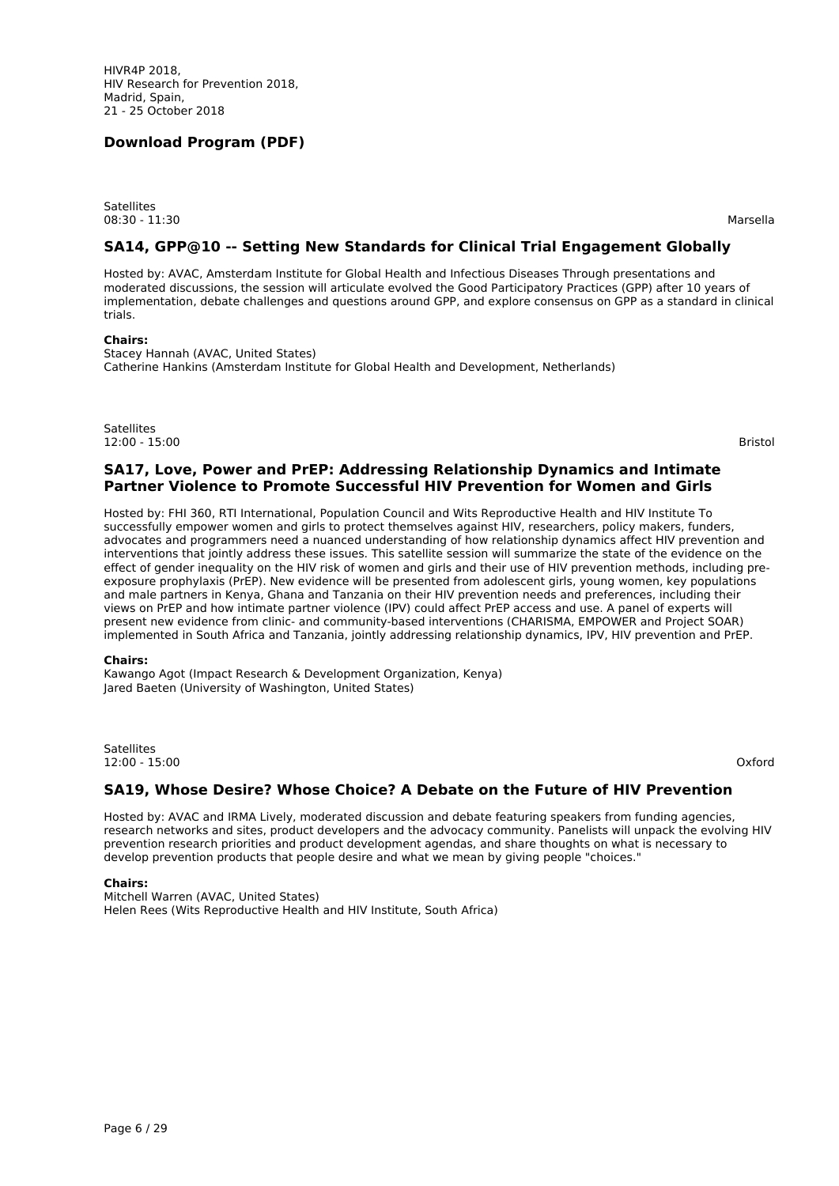HIVR4P 2018,
HIV Research for Prevention 2018,
Madrid, Spain,
21 - 25 October 2018

**Download Program (PDF)**

Satellites
08:30 - 11:30 Marsella

### SA14, GPP@10 -- Setting New Standards for Clinical Trial Engagement Globally

Hosted by: AVAC, Amsterdam Institute for Global Health and Infectious Diseases Through presentations and moderated discussions, the session will articulate evolved the Good Participatory Practices (GPP) after 10 years of implementation, debate challenges and questions around GPP, and explore consensus on GPP as a standard in clinical trials.

**Chairs:**
Stacey Hannah (AVAC, United States)
Catherine Hankins (Amsterdam Institute for Global Health and Development, Netherlands)

Satellites
12:00 - 15:00 Bristol

### SA17, Love, Power and PrEP: Addressing Relationship Dynamics and Intimate Partner Violence to Promote Successful HIV Prevention for Women and Girls

Hosted by: FHI 360, RTI International, Population Council and Wits Reproductive Health and HIV Institute To successfully empower women and girls to protect themselves against HIV, researchers, policy makers, funders, advocates and programmers need a nuanced understanding of how relationship dynamics affect HIV prevention and interventions that jointly address these issues. This satellite session will summarize the state of the evidence on the effect of gender inequality on the HIV risk of women and girls and their use of HIV prevention methods, including pre-exposure prophylaxis (PrEP). New evidence will be presented from adolescent girls, young women, key populations and male partners in Kenya, Ghana and Tanzania on their HIV prevention needs and preferences, including their views on PrEP and how intimate partner violence (IPV) could affect PrEP access and use. A panel of experts will present new evidence from clinic- and community-based interventions (CHARISMA, EMPOWER and Project SOAR) implemented in South Africa and Tanzania, jointly addressing relationship dynamics, IPV, HIV prevention and PrEP.

**Chairs:**
Kawango Agot (Impact Research & Development Organization, Kenya)
Jared Baeten (University of Washington, United States)

Satellites
12:00 - 15:00 Oxford

### SA19, Whose Desire? Whose Choice? A Debate on the Future of HIV Prevention

Hosted by: AVAC and IRMA Lively, moderated discussion and debate featuring speakers from funding agencies, research networks and sites, product developers and the advocacy community. Panelists will unpack the evolving HIV prevention research priorities and product development agendas, and share thoughts on what is necessary to develop prevention products that people desire and what we mean by giving people "choices."

**Chairs:**
Mitchell Warren (AVAC, United States)
Helen Rees (Wits Reproductive Health and HIV Institute, South Africa)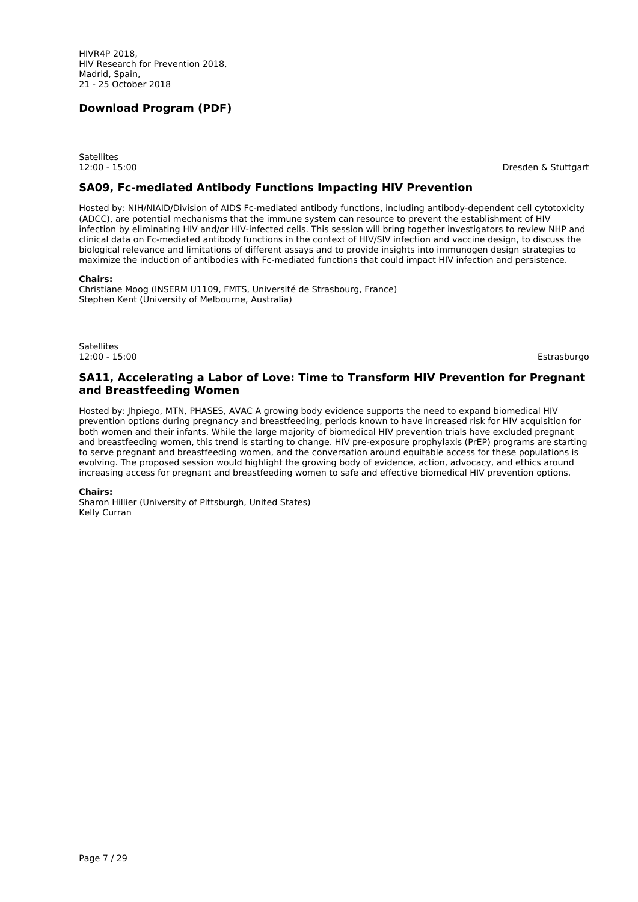**Download Program (PDF)**

Satellites
12:00 - 15:00

Dresden & Stuttgart

### SA09, Fc-mediated Antibody Functions Impacting HIV Prevention

Hosted by: NIH/NIAID/Division of AIDS Fc-mediated antibody functions, including antibody-dependent cell cytotoxicity (ADCC), are potential mechanisms that the immune system can resource to prevent the establishment of HIV infection by eliminating HIV and/or HIV-infected cells. This session will bring together investigators to review NHP and clinical data on Fc-mediated antibody functions in the context of HIV/SIV infection and vaccine design, to discuss the biological relevance and limitations of different assays and to provide insights into immunogen design strategies to maximize the induction of antibodies with Fc-mediated functions that could impact HIV infection and persistence.

**Chairs:**
Christiane Moog (INSERM U1109, FMTS, Université de Strasbourg, France)
Stephen Kent (University of Melbourne, Australia)

Satellites
12:00 - 15:00

Estrasburgo

### SA11, Accelerating a Labor of Love: Time to Transform HIV Prevention for Pregnant and Breastfeeding Women

Hosted by: Jhpiego, MTN, PHASES, AVAC A growing body evidence supports the need to expand biomedical HIV prevention options during pregnancy and breastfeeding, periods known to have increased risk for HIV acquisition for both women and their infants. While the large majority of biomedical HIV prevention trials have excluded pregnant and breastfeeding women, this trend is starting to change. HIV pre-exposure prophylaxis (PrEP) programs are starting to serve pregnant and breastfeeding women, and the conversation around equitable access for these populations is evolving. The proposed session would highlight the growing body of evidence, action, advocacy, and ethics around increasing access for pregnant and breastfeeding women to safe and effective biomedical HIV prevention options.

**Chairs:**
Sharon Hillier (University of Pittsburgh, United States)
Kelly Curran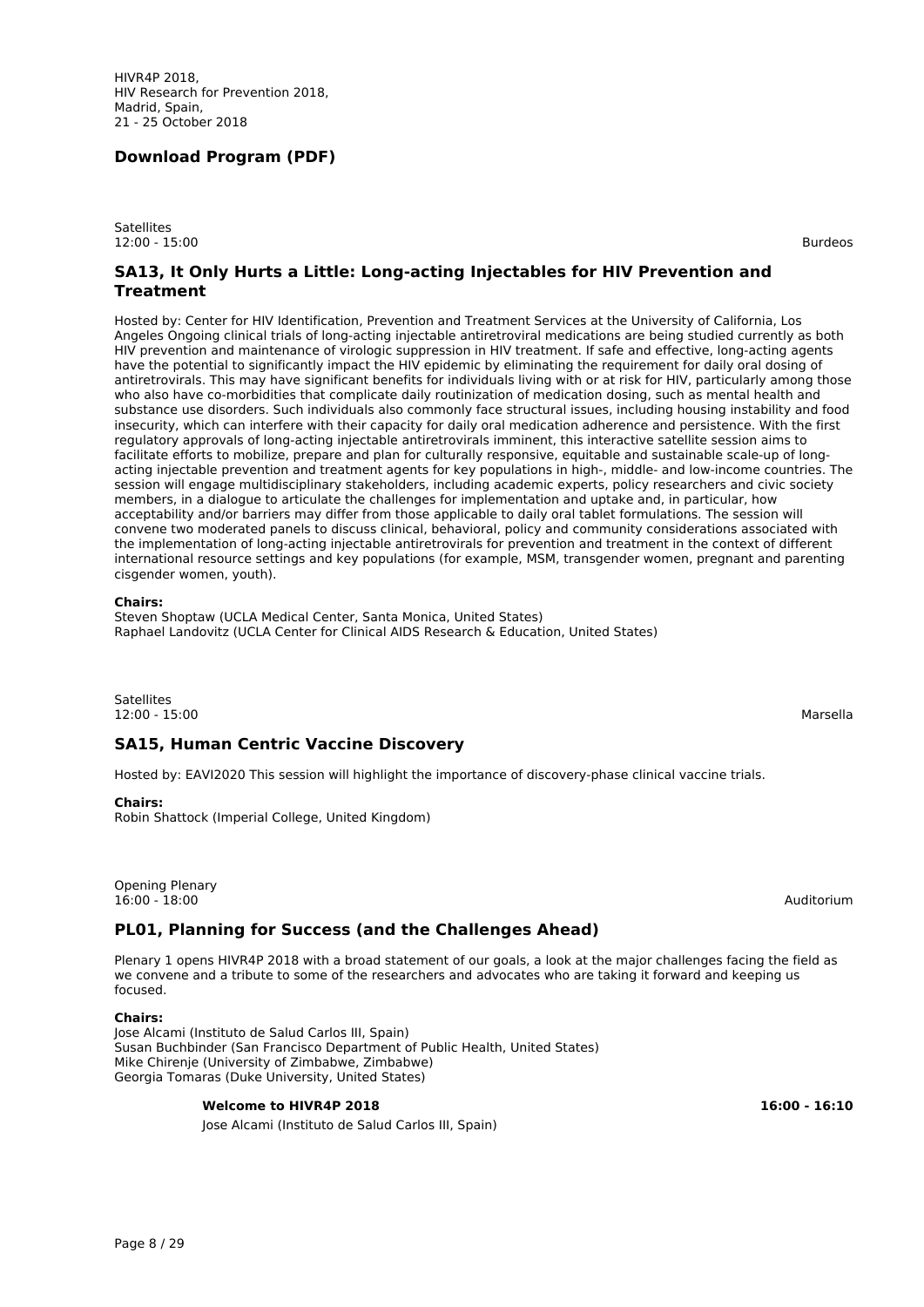HIVR4P 2018,
HIV Research for Prevention 2018,
Madrid, Spain,
21 - 25 October 2018

**Download Program (PDF)**

Satellites
12:00 - 15:00 Burdeos

### SA13, It Only Hurts a Little: Long-acting Injectables for HIV Prevention and Treatment

Hosted by: Center for HIV Identification, Prevention and Treatment Services at the University of California, Los Angeles Ongoing clinical trials of long-acting injectable antiretroviral medications are being studied currently as both HIV prevention and maintenance of virologic suppression in HIV treatment. If safe and effective, long-acting agents have the potential to significantly impact the HIV epidemic by eliminating the requirement for daily oral dosing of antiretrovirals. This may have significant benefits for individuals living with or at risk for HIV, particularly among those who also have co-morbidities that complicate daily routinization of medication dosing, such as mental health and substance use disorders. Such individuals also commonly face structural issues, including housing instability and food insecurity, which can interfere with their capacity for daily oral medication adherence and persistence. With the first regulatory approvals of long-acting injectable antiretrovirals imminent, this interactive satellite session aims to facilitate efforts to mobilize, prepare and plan for culturally responsive, equitable and sustainable scale-up of long-acting injectable prevention and treatment agents for key populations in high-, middle- and low-income countries. The session will engage multidisciplinary stakeholders, including academic experts, policy researchers and civic society members, in a dialogue to articulate the challenges for implementation and uptake and, in particular, how acceptability and/or barriers may differ from those applicable to daily oral tablet formulations. The session will convene two moderated panels to discuss clinical, behavioral, policy and community considerations associated with the implementation of long-acting injectable antiretrovirals for prevention and treatment in the context of different international resource settings and key populations (for example, MSM, transgender women, pregnant and parenting cisgender women, youth).

**Chairs:**
Steven Shoptaw (UCLA Medical Center, Santa Monica, United States)
Raphael Landovitz (UCLA Center for Clinical AIDS Research & Education, United States)

Satellites
12:00 - 15:00 Marsella

### SA15, Human Centric Vaccine Discovery

Hosted by: EAVI2020 This session will highlight the importance of discovery-phase clinical vaccine trials.

**Chairs:**
Robin Shattock (Imperial College, United Kingdom)

Opening Plenary
16:00 - 18:00 Auditorium

### PL01, Planning for Success (and the Challenges Ahead)

Plenary 1 opens HIVR4P 2018 with a broad statement of our goals, a look at the major challenges facing the field as we convene and a tribute to some of the researchers and advocates who are taking it forward and keeping us focused.

**Chairs:**
Jose Alcami (Instituto de Salud Carlos III, Spain)
Susan Buchbinder (San Francisco Department of Public Health, United States)
Mike Chirenje (University of Zimbabwe, Zimbabwe)
Georgia Tomaras (Duke University, United States)

**Welcome to HIVR4P 2018** **16:00 - 16:10**
Jose Alcami (Instituto de Salud Carlos III, Spain)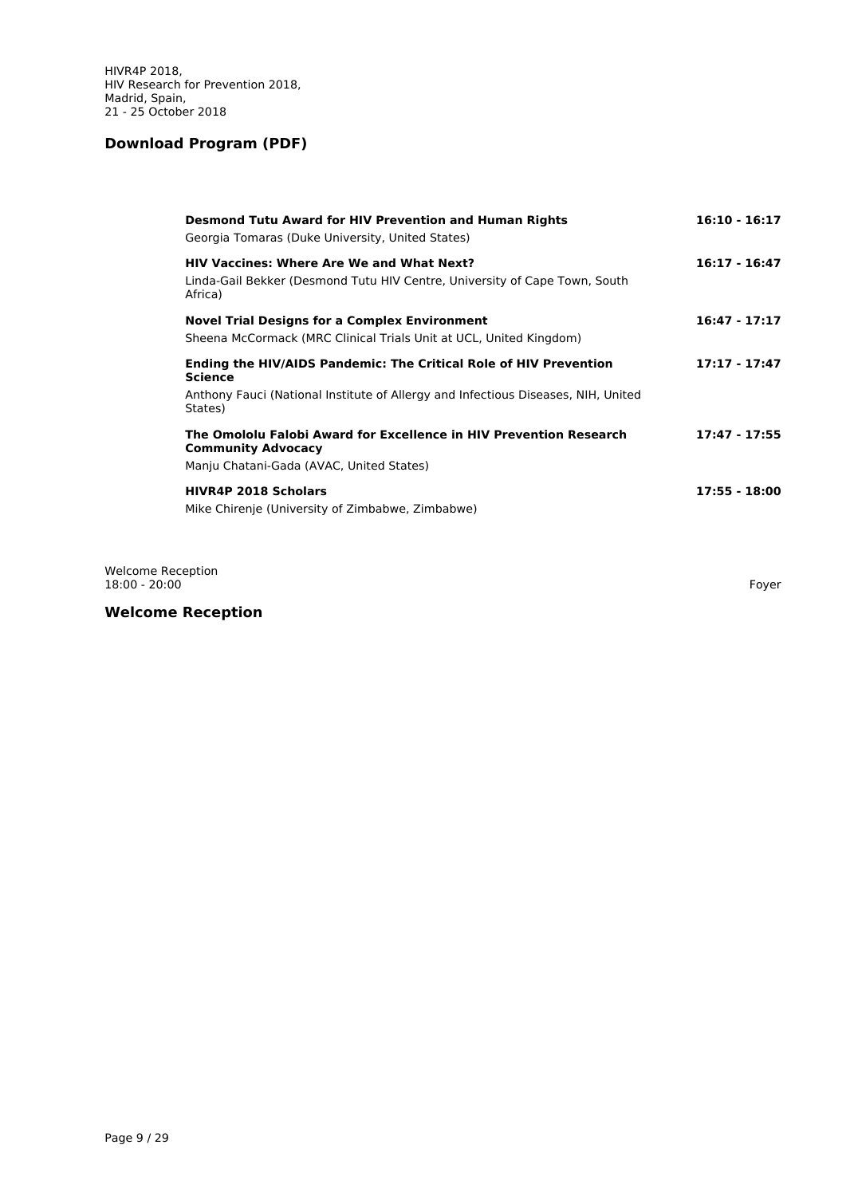**Download Program (PDF)**

| | |
|---|---|
| **Desmond Tutu Award for HIV Prevention and Human Rights**<br>Georgia Tomaras (Duke University, United States) | **16:10 - 16:17** |
| **HIV Vaccines: Where Are We and What Next?**<br>Linda-Gail Bekker (Desmond Tutu HIV Centre, University of Cape Town, South Africa) | **16:17 - 16:47** |
| **Novel Trial Designs for a Complex Environment**<br>Sheena McCormack (MRC Clinical Trials Unit at UCL, United Kingdom) | **16:47 - 17:17** |
| **Ending the HIV/AIDS Pandemic: The Critical Role of HIV Prevention Science**<br>Anthony Fauci (National Institute of Allergy and Infectious Diseases, NIH, United States) | **17:17 - 17:47** |
| **The Omololu Falobi Award for Excellence in HIV Prevention Research Community Advocacy**<br>Manju Chatani-Gada (AVAC, United States) | **17:47 - 17:55** |
| **HIVR4P 2018 Scholars**<br>Mike Chirenje (University of Zimbabwe, Zimbabwe) | **17:55 - 18:00** |

Welcome Reception
18:00 - 20:00 Foyer

## Welcome Reception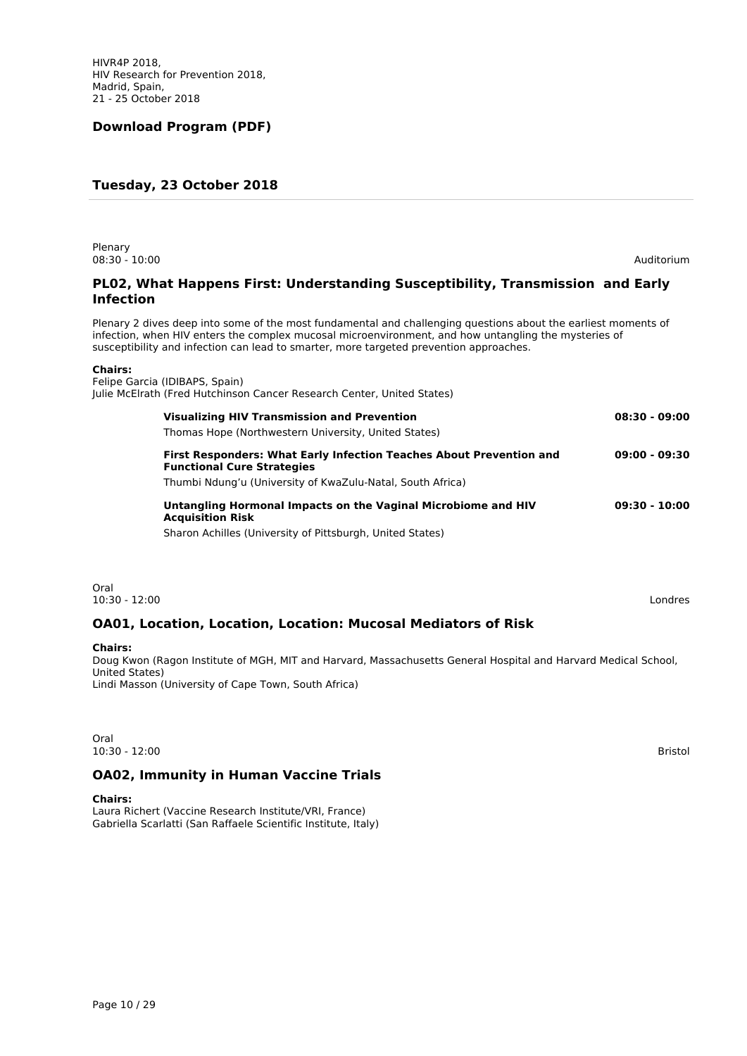HIVR4P 2018,
HIV Research for Prevention 2018,
Madrid, Spain,
21 - 25 October 2018

**Download Program (PDF)**

## Tuesday, 23 October 2018

Plenary
08:30 - 10:00 Auditorium

### PL02, What Happens First: Understanding Susceptibility, Transmission and Early Infection

Plenary 2 dives deep into some of the most fundamental and challenging questions about the earliest moments of infection, when HIV enters the complex mucosal microenvironment, and how untangling the mysteries of susceptibility and infection can lead to smarter, more targeted prevention approaches.

**Chairs:**
Felipe Garcia (IDIBAPS, Spain)
Julie McElrath (Fred Hutchinson Cancer Research Center, United States)

**Visualizing HIV Transmission and Prevention** **08:30 - 09:00**
Thomas Hope (Northwestern University, United States)

**First Responders: What Early Infection Teaches About Prevention and Functional Cure Strategies** **09:00 - 09:30**
Thumbi Ndung'u (University of KwaZulu-Natal, South Africa)

**Untangling Hormonal Impacts on the Vaginal Microbiome and HIV Acquisition Risk** **09:30 - 10:00**
Sharon Achilles (University of Pittsburgh, United States)

Oral
10:30 - 12:00 Londres

### OA01, Location, Location, Location: Mucosal Mediators of Risk

**Chairs:**
Doug Kwon (Ragon Institute of MGH, MIT and Harvard, Massachusetts General Hospital and Harvard Medical School, United States)
Lindi Masson (University of Cape Town, South Africa)

Oral
10:30 - 12:00 Bristol

### OA02, Immunity in Human Vaccine Trials

**Chairs:**
Laura Richert (Vaccine Research Institute/VRI, France)
Gabriella Scarlatti (San Raffaele Scientific Institute, Italy)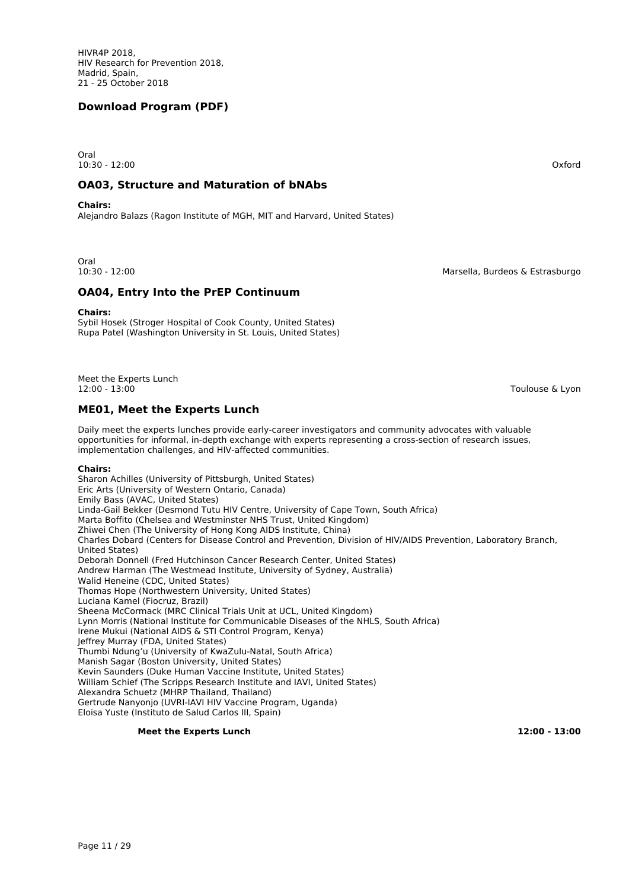HIVR4P 2018,
HIV Research for Prevention 2018,
Madrid, Spain,
21 - 25 October 2018

**Download Program (PDF)**

Oral
10:30 - 12:00 Oxford

### OA03, Structure and Maturation of bNAbs

**Chairs:**
Alejandro Balazs (Ragon Institute of MGH, MIT and Harvard, United States)

Oral
10:30 - 12:00 Marsella, Burdeos & Estrasburgo

### OA04, Entry Into the PrEP Continuum

**Chairs:**
Sybil Hosek (Stroger Hospital of Cook County, United States)
Rupa Patel (Washington University in St. Louis, United States)

Meet the Experts Lunch
12:00 - 13:00 Toulouse & Lyon

### ME01, Meet the Experts Lunch

Daily meet the experts lunches provide early-career investigators and community advocates with valuable opportunities for informal, in-depth exchange with experts representing a cross-section of research issues, implementation challenges, and HIV-affected communities.

**Chairs:**
Sharon Achilles (University of Pittsburgh, United States)
Eric Arts (University of Western Ontario, Canada)
Emily Bass (AVAC, United States)
Linda-Gail Bekker (Desmond Tutu HIV Centre, University of Cape Town, South Africa)
Marta Boffito (Chelsea and Westminster NHS Trust, United Kingdom)
Zhiwei Chen (The University of Hong Kong AIDS Institute, China)
Charles Dobard (Centers for Disease Control and Prevention, Division of HIV/AIDS Prevention, Laboratory Branch, United States)
Deborah Donnell (Fred Hutchinson Cancer Research Center, United States)
Andrew Harman (The Westmead Institute, University of Sydney, Australia)
Walid Heneine (CDC, United States)
Thomas Hope (Northwestern University, United States)
Luciana Kamel (Fiocruz, Brazil)
Sheena McCormack (MRC Clinical Trials Unit at UCL, United Kingdom)
Lynn Morris (National Institute for Communicable Diseases of the NHLS, South Africa)
Irene Mukui (National AIDS & STI Control Program, Kenya)
Jeffrey Murray (FDA, United States)
Thumbi Ndung'u (University of KwaZulu-Natal, South Africa)
Manish Sagar (Boston University, United States)
Kevin Saunders (Duke Human Vaccine Institute, United States)
William Schief (The Scripps Research Institute and IAVI, United States)
Alexandra Schuetz (MHRP Thailand, Thailand)
Gertrude Nanyonjo (UVRI-IAVI HIV Vaccine Program, Uganda)
Eloisa Yuste (Instituto de Salud Carlos III, Spain)

**Meet the Experts Lunch** **12:00 - 13:00**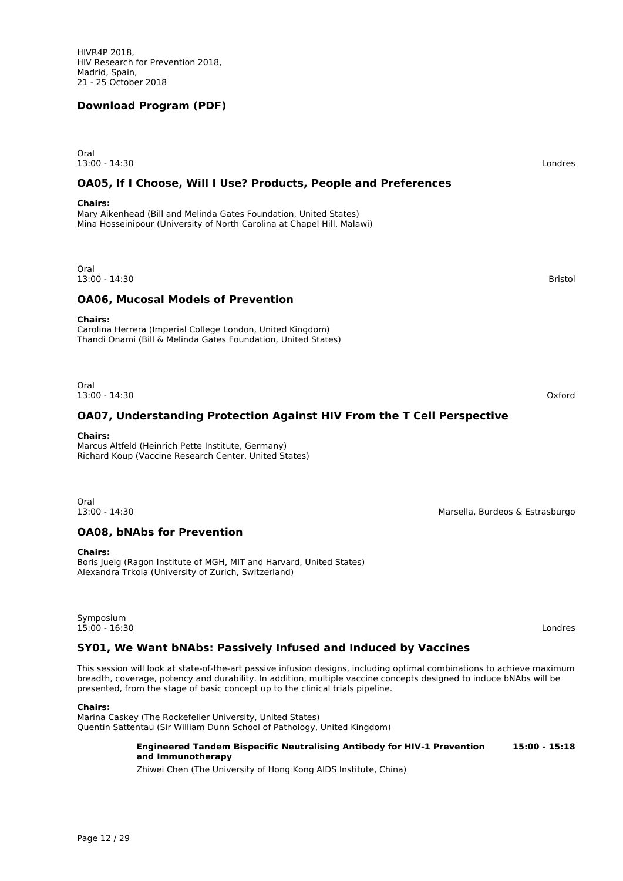HIVR4P 2018,
HIV Research for Prevention 2018,
Madrid, Spain,
21 - 25 October 2018

**Download Program (PDF)**

Oral
13:00 - 14:30
Londres

### OA05, If I Choose, Will I Use? Products, People and Preferences

**Chairs:**
Mary Aikenhead (Bill and Melinda Gates Foundation, United States)
Mina Hosseinipour (University of North Carolina at Chapel Hill, Malawi)

Oral
13:00 - 14:30
Bristol

### OA06, Mucosal Models of Prevention

**Chairs:**
Carolina Herrera (Imperial College London, United Kingdom)
Thandi Onami (Bill & Melinda Gates Foundation, United States)

Oral
13:00 - 14:30
Oxford

### OA07, Understanding Protection Against HIV From the T Cell Perspective

**Chairs:**
Marcus Altfeld (Heinrich Pette Institute, Germany)
Richard Koup (Vaccine Research Center, United States)

Oral
13:00 - 14:30
Marsella, Burdeos & Estrasburgo

### OA08, bNAbs for Prevention

**Chairs:**
Boris Juelg (Ragon Institute of MGH, MIT and Harvard, United States)
Alexandra Trkola (University of Zurich, Switzerland)

Symposium
15:00 - 16:30
Londres

### SY01, We Want bNAbs: Passively Infused and Induced by Vaccines

This session will look at state-of-the-art passive infusion designs, including optimal combinations to achieve maximum breadth, coverage, potency and durability. In addition, multiple vaccine concepts designed to induce bNAbs will be presented, from the stage of basic concept up to the clinical trials pipeline.

**Chairs:**
Marina Caskey (The Rockefeller University, United States)
Quentin Sattentau (Sir William Dunn School of Pathology, United Kingdom)

**Engineered Tandem Bispecific Neutralising Antibody for HIV-1 Prevention and Immunotherapy** **15:00 - 15:18**
Zhiwei Chen (The University of Hong Kong AIDS Institute, China)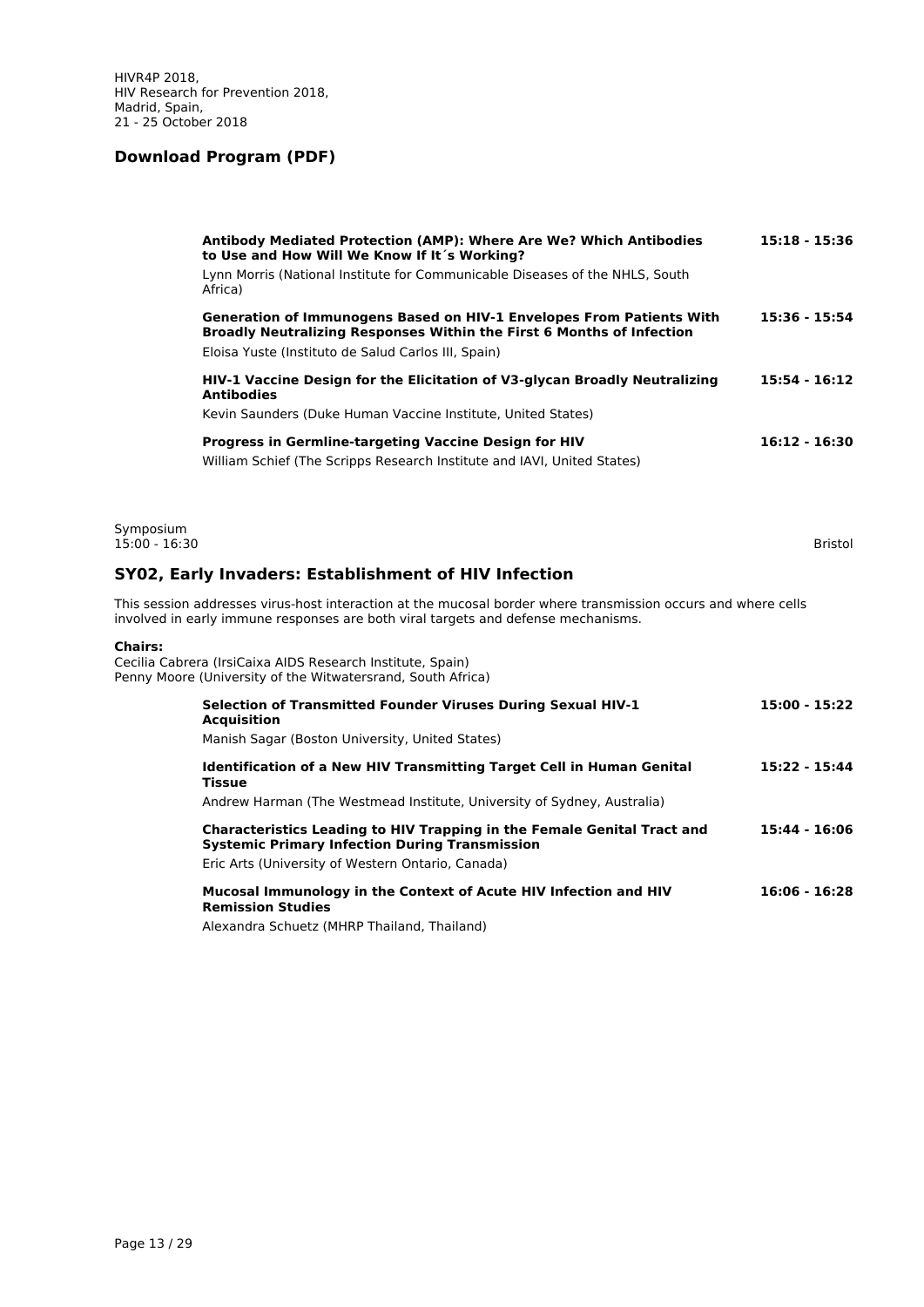**Antibody Mediated Protection (AMP): Where Are We? Which Antibodies to Use and How Will We Know If It´s Working?** **15:18 - 15:36**
Lynn Morris (National Institute for Communicable Diseases of the NHLS, South Africa)

**Generation of Immunogens Based on HIV-1 Envelopes From Patients With Broadly Neutralizing Responses Within the First 6 Months of Infection** **15:36 - 15:54**
Eloisa Yuste (Instituto de Salud Carlos III, Spain)

**HIV-1 Vaccine Design for the Elicitation of V3-glycan Broadly Neutralizing Antibodies** **15:54 - 16:12**
Kevin Saunders (Duke Human Vaccine Institute, United States)

**Progress in Germline-targeting Vaccine Design for HIV** **16:12 - 16:30**
William Schief (The Scripps Research Institute and IAVI, United States)

Symposium
15:00 - 16:30 Bristol

## SY02, Early Invaders: Establishment of HIV Infection

This session addresses virus-host interaction at the mucosal border where transmission occurs and where cells involved in early immune responses are both viral targets and defense mechanisms.

**Chairs:**
Cecilia Cabrera (IrsiCaixa AIDS Research Institute, Spain)
Penny Moore (University of the Witwatersrand, South Africa)

**Selection of Transmitted Founder Viruses During Sexual HIV-1 Acquisition** **15:00 - 15:22**
Manish Sagar (Boston University, United States)

**Identification of a New HIV Transmitting Target Cell in Human Genital Tissue** **15:22 - 15:44**
Andrew Harman (The Westmead Institute, University of Sydney, Australia)

**Characteristics Leading to HIV Trapping in the Female Genital Tract and Systemic Primary Infection During Transmission** **15:44 - 16:06**
Eric Arts (University of Western Ontario, Canada)

**Mucosal Immunology in the Context of Acute HIV Infection and HIV Remission Studies** **16:06 - 16:28**
Alexandra Schuetz (MHRP Thailand, Thailand)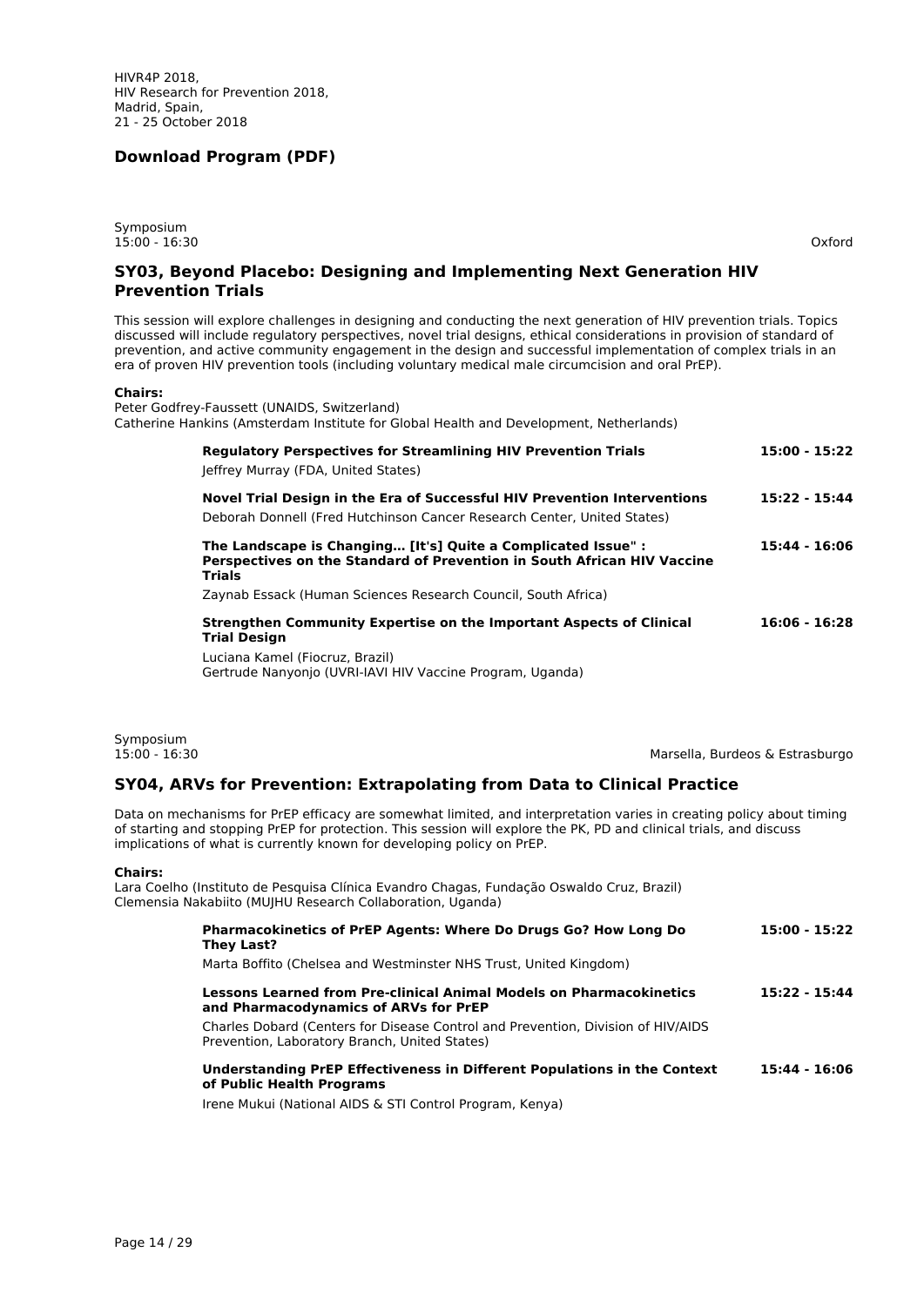HIVR4P 2018,
HIV Research for Prevention 2018,
Madrid, Spain,
21 - 25 October 2018

## Download Program (PDF)

Symposium
15:00 - 16:30 Oxford

### SY03, Beyond Placebo: Designing and Implementing Next Generation HIV Prevention Trials

This session will explore challenges in designing and conducting the next generation of HIV prevention trials. Topics discussed will include regulatory perspectives, novel trial designs, ethical considerations in provision of standard of prevention, and active community engagement in the design and successful implementation of complex trials in an era of proven HIV prevention tools (including voluntary medical male circumcision and oral PrEP).

**Chairs:**
Peter Godfrey-Faussett (UNAIDS, Switzerland)
Catherine Hankins (Amsterdam Institute for Global Health and Development, Netherlands)

**Regulatory Perspectives for Streamlining HIV Prevention Trials** — **15:00 - 15:22**
Jeffrey Murray (FDA, United States)

**Novel Trial Design in the Era of Successful HIV Prevention Interventions** — **15:22 - 15:44**
Deborah Donnell (Fred Hutchinson Cancer Research Center, United States)

**The Landscape is Changing… [It's] Quite a Complicated Issue" : Perspectives on the Standard of Prevention in South African HIV Vaccine Trials** — **15:44 - 16:06**
Zaynab Essack (Human Sciences Research Council, South Africa)

**Strengthen Community Expertise on the Important Aspects of Clinical Trial Design** — **16:06 - 16:28**
Luciana Kamel (Fiocruz, Brazil)
Gertrude Nanyonjo (UVRI-IAVI HIV Vaccine Program, Uganda)

Symposium
15:00 - 16:30 Marsella, Burdeos & Estrasburgo

### SY04, ARVs for Prevention: Extrapolating from Data to Clinical Practice

Data on mechanisms for PrEP efficacy are somewhat limited, and interpretation varies in creating policy about timing of starting and stopping PrEP for protection. This session will explore the PK, PD and clinical trials, and discuss implications of what is currently known for developing policy on PrEP.

**Chairs:**
Lara Coelho (Instituto de Pesquisa Clínica Evandro Chagas, Fundação Oswaldo Cruz, Brazil)
Clemensia Nakabiito (MUJHU Research Collaboration, Uganda)

**Pharmacokinetics of PrEP Agents: Where Do Drugs Go? How Long Do They Last?** — **15:00 - 15:22**
Marta Boffito (Chelsea and Westminster NHS Trust, United Kingdom)

**Lessons Learned from Pre-clinical Animal Models on Pharmacokinetics and Pharmacodynamics of ARVs for PrEP** — **15:22 - 15:44**
Charles Dobard (Centers for Disease Control and Prevention, Division of HIV/AIDS Prevention, Laboratory Branch, United States)

**Understanding PrEP Effectiveness in Different Populations in the Context of Public Health Programs** — **15:44 - 16:06**
Irene Mukui (National AIDS & STI Control Program, Kenya)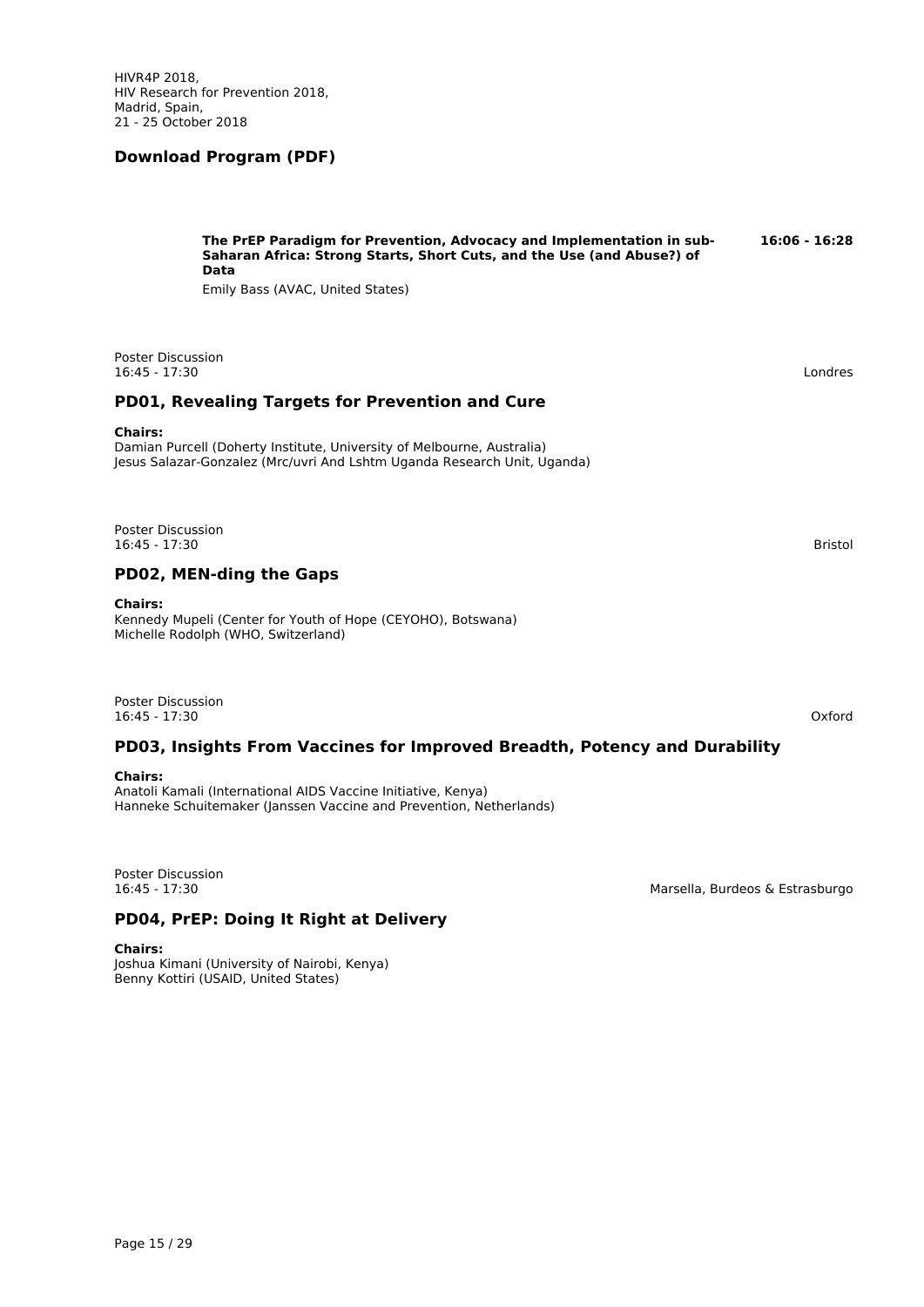**The PrEP Paradigm for Prevention, Advocacy and Implementation in sub-Saharan Africa: Strong Starts, Short Cuts, and the Use (and Abuse?) of Data** **16:06 - 16:28**

Emily Bass (AVAC, United States)

Poster Discussion
16:45 - 17:30
Londres

## PD01, Revealing Targets for Prevention and Cure

**Chairs:**
Damian Purcell (Doherty Institute, University of Melbourne, Australia)
Jesus Salazar-Gonzalez (Mrc/uvri And Lshtm Uganda Research Unit, Uganda)

Poster Discussion
16:45 - 17:30
Bristol

## PD02, MEN-ding the Gaps

**Chairs:**
Kennedy Mupeli (Center for Youth of Hope (CEYOHO), Botswana)
Michelle Rodolph (WHO, Switzerland)

Poster Discussion
16:45 - 17:30
Oxford

## PD03, Insights From Vaccines for Improved Breadth, Potency and Durability

**Chairs:**
Anatoli Kamali (International AIDS Vaccine Initiative, Kenya)
Hanneke Schuitemaker (Janssen Vaccine and Prevention, Netherlands)

Poster Discussion
16:45 - 17:30
Marsella, Burdeos & Estrasburgo

## PD04, PrEP: Doing It Right at Delivery

**Chairs:**
Joshua Kimani (University of Nairobi, Kenya)
Benny Kottiri (USAID, United States)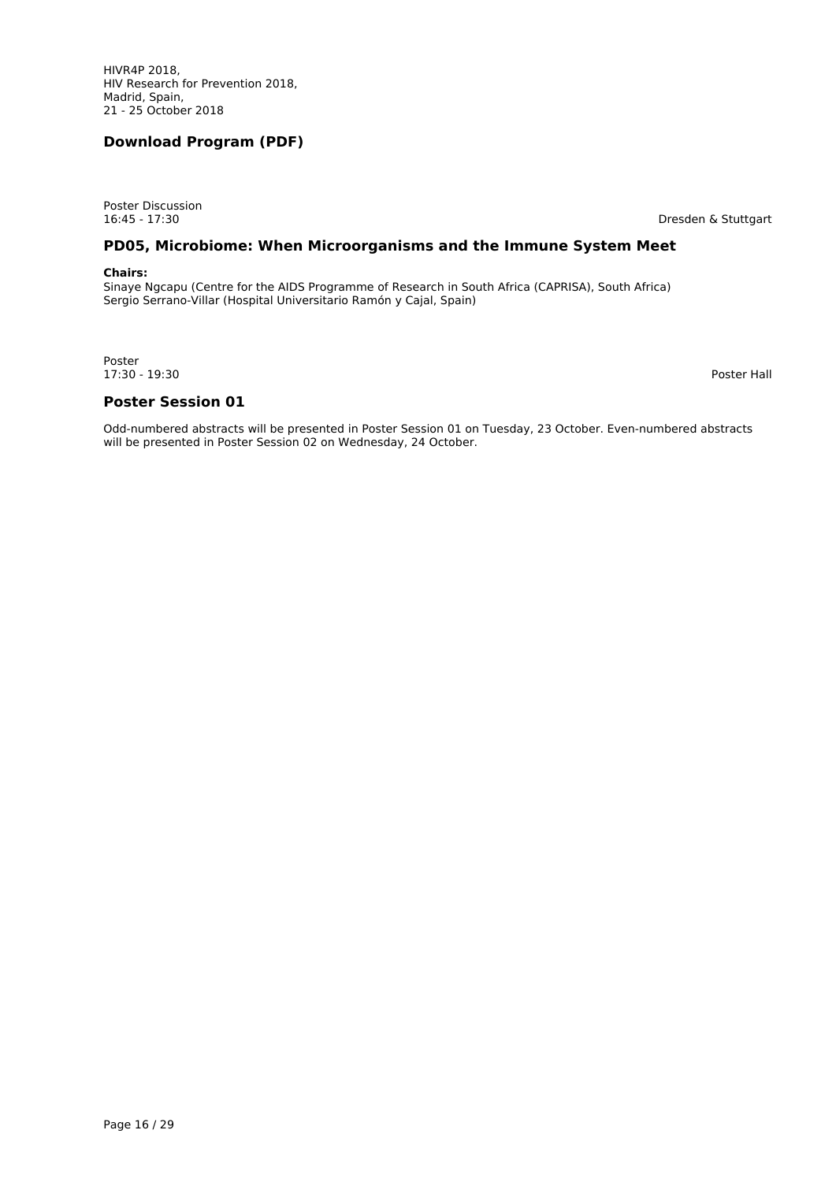HIVR4P 2018,
HIV Research for Prevention 2018,
Madrid, Spain,
21 - 25 October 2018

## Download Program (PDF)

Poster Discussion
16:45 - 17:30

Dresden & Stuttgart

### PD05, Microbiome: When Microorganisms and the Immune System Meet

**Chairs:**
Sinaye Ngcapu (Centre for the AIDS Programme of Research in South Africa (CAPRISA), South Africa)
Sergio Serrano-Villar (Hospital Universitario Ramón y Cajal, Spain)

Poster
17:30 - 19:30

Poster Hall

### Poster Session 01

Odd-numbered abstracts will be presented in Poster Session 01 on Tuesday, 23 October. Even-numbered abstracts will be presented in Poster Session 02 on Wednesday, 24 October.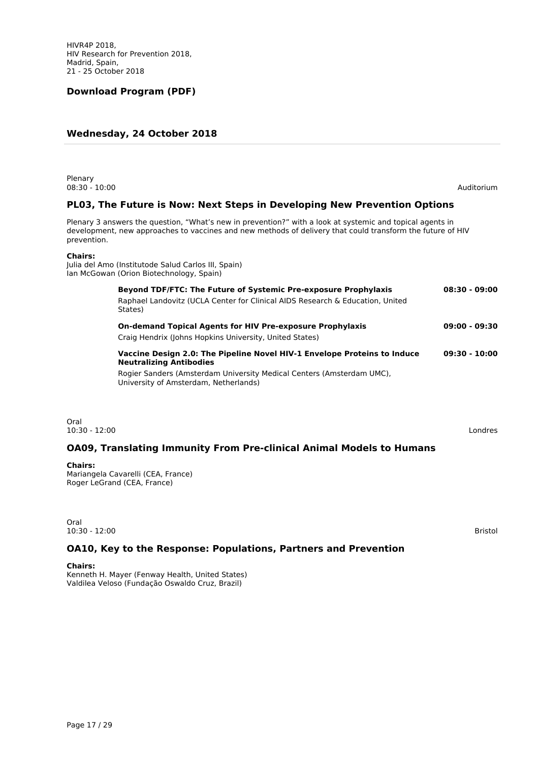HIVR4P 2018,
HIV Research for Prevention 2018,
Madrid, Spain,
21 - 25 October 2018

**Download Program (PDF)**

## Wednesday, 24 October 2018

Plenary
08:30 - 10:00
Auditorium

### PL03, The Future is Now: Next Steps in Developing New Prevention Options

Plenary 3 answers the question, "What's new in prevention?" with a look at systemic and topical agents in development, new approaches to vaccines and new methods of delivery that could transform the future of HIV prevention.

**Chairs:**
Julia del Amo (Institutode Salud Carlos III, Spain)
Ian McGowan (Orion Biotechnology, Spain)

**Beyond TDF/FTC: The Future of Systemic Pre-exposure Prophylaxis** — **08:30 - 09:00**
Raphael Landovitz (UCLA Center for Clinical AIDS Research & Education, United States)

**On-demand Topical Agents for HIV Pre-exposure Prophylaxis** — **09:00 - 09:30**
Craig Hendrix (Johns Hopkins University, United States)

**Vaccine Design 2.0: The Pipeline Novel HIV-1 Envelope Proteins to Induce Neutralizing Antibodies** — **09:30 - 10:00**
Rogier Sanders (Amsterdam University Medical Centers (Amsterdam UMC), University of Amsterdam, Netherlands)

Oral
10:30 - 12:00
Londres

### OA09, Translating Immunity From Pre-clinical Animal Models to Humans

**Chairs:**
Mariangela Cavarelli (CEA, France)
Roger LeGrand (CEA, France)

Oral
10:30 - 12:00
Bristol

### OA10, Key to the Response: Populations, Partners and Prevention

**Chairs:**
Kenneth H. Mayer (Fenway Health, United States)
Valdilea Veloso (Fundação Oswaldo Cruz, Brazil)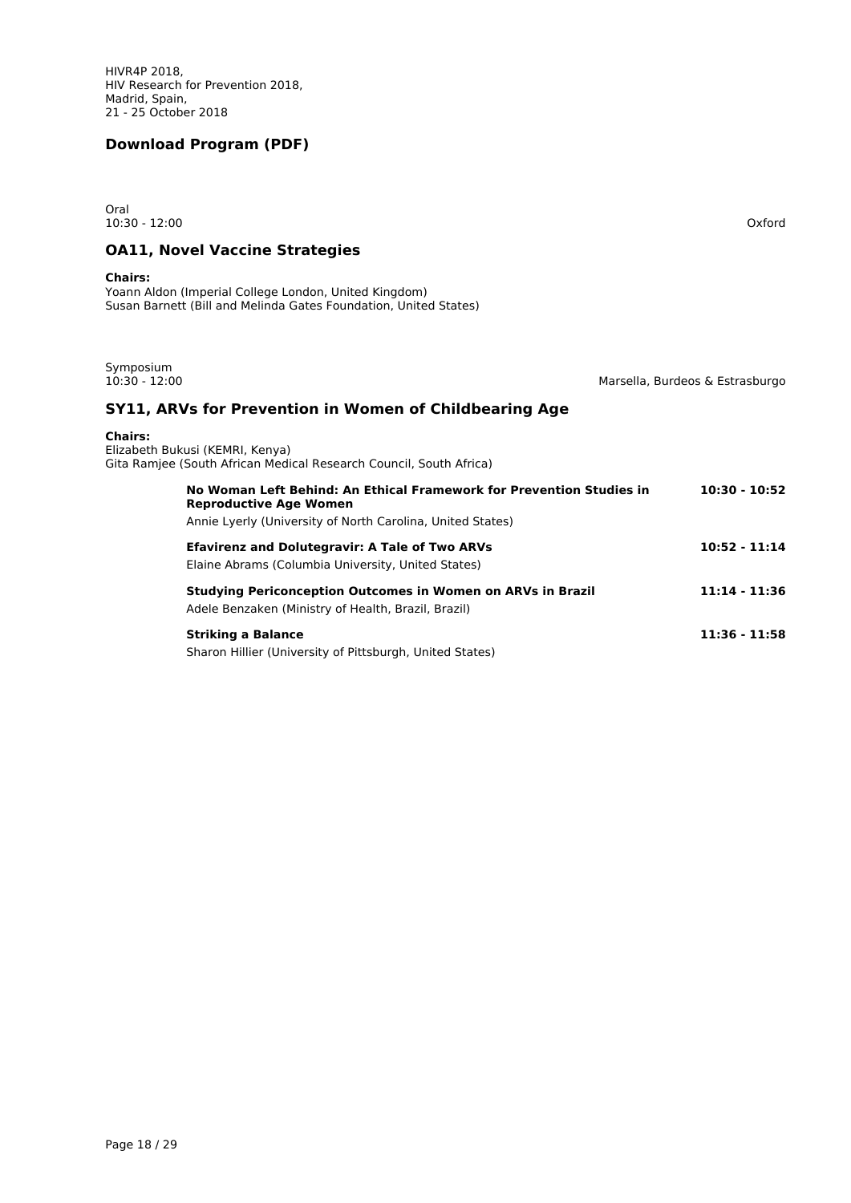HIVR4P 2018,
HIV Research for Prevention 2018,
Madrid, Spain,
21 - 25 October 2018

**Download Program (PDF)**

Oral
10:30 - 12:00 Oxford

## OA11, Novel Vaccine Strategies

**Chairs:**
Yoann Aldon (Imperial College London, United Kingdom)
Susan Barnett (Bill and Melinda Gates Foundation, United States)

Symposium
10:30 - 12:00 Marsella, Burdeos & Estrasburgo

## SY11, ARVs for Prevention in Women of Childbearing Age

**Chairs:**
Elizabeth Bukusi (KEMRI, Kenya)
Gita Ramjee (South African Medical Research Council, South Africa)

**No Woman Left Behind: An Ethical Framework for Prevention Studies in Reproductive Age Women** **10:30 - 10:52**
Annie Lyerly (University of North Carolina, United States)

**Efavirenz and Dolutegravir: A Tale of Two ARVs** **10:52 - 11:14**
Elaine Abrams (Columbia University, United States)

**Studying Periconception Outcomes in Women on ARVs in Brazil** **11:14 - 11:36**
Adele Benzaken (Ministry of Health, Brazil, Brazil)

**Striking a Balance** **11:36 - 11:58**
Sharon Hillier (University of Pittsburgh, United States)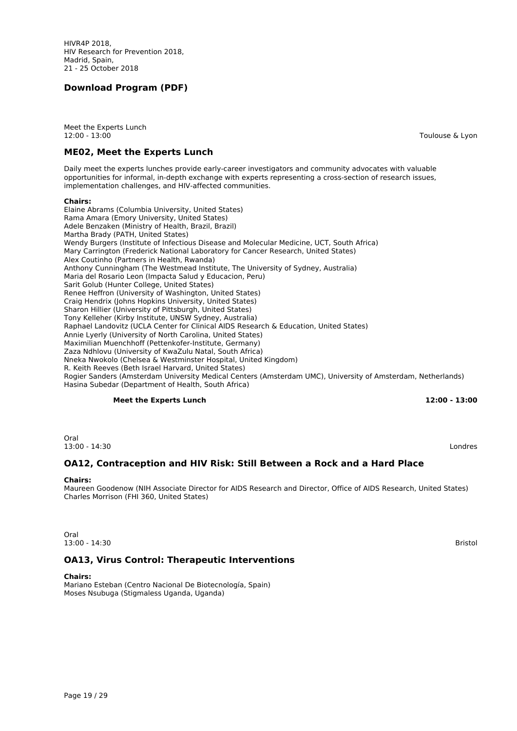HIVR4P 2018,
HIV Research for Prevention 2018,
Madrid, Spain,
21 - 25 October 2018

**Download Program (PDF)**

Meet the Experts Lunch
12:00 - 13:00 Toulouse & Lyon

### ME02, Meet the Experts Lunch

Daily meet the experts lunches provide early-career investigators and community advocates with valuable opportunities for informal, in-depth exchange with experts representing a cross-section of research issues, implementation challenges, and HIV-affected communities.

**Chairs:**
Elaine Abrams (Columbia University, United States)
Rama Amara (Emory University, United States)
Adele Benzaken (Ministry of Health, Brazil, Brazil)
Martha Brady (PATH, United States)
Wendy Burgers (Institute of Infectious Disease and Molecular Medicine, UCT, South Africa)
Mary Carrington (Frederick National Laboratory for Cancer Research, United States)
Alex Coutinho (Partners in Health, Rwanda)
Anthony Cunningham (The Westmead Institute, The University of Sydney, Australia)
Maria del Rosario Leon (Impacta Salud y Educacion, Peru)
Sarit Golub (Hunter College, United States)
Renee Heffron (University of Washington, United States)
Craig Hendrix (Johns Hopkins University, United States)
Sharon Hillier (University of Pittsburgh, United States)
Tony Kelleher (Kirby Institute, UNSW Sydney, Australia)
Raphael Landovitz (UCLA Center for Clinical AIDS Research & Education, United States)
Annie Lyerly (University of North Carolina, United States)
Maximilian Muenchhoff (Pettenkofer-Institute, Germany)
Zaza Ndhlovu (University of KwaZulu Natal, South Africa)
Nneka Nwokolo (Chelsea & Westminster Hospital, United Kingdom)
R. Keith Reeves (Beth Israel Harvard, United States)
Rogier Sanders (Amsterdam University Medical Centers (Amsterdam UMC), University of Amsterdam, Netherlands)
Hasina Subedar (Department of Health, South Africa)

**Meet the Experts Lunch** **12:00 - 13:00**

Oral
13:00 - 14:30 Londres

### OA12, Contraception and HIV Risk: Still Between a Rock and a Hard Place

**Chairs:**
Maureen Goodenow (NIH Associate Director for AIDS Research and Director, Office of AIDS Research, United States)
Charles Morrison (FHI 360, United States)

Oral
13:00 - 14:30 Bristol

### OA13, Virus Control: Therapeutic Interventions

**Chairs:**
Mariano Esteban (Centro Nacional De Biotecnología, Spain)
Moses Nsubuga (Stigmaless Uganda, Uganda)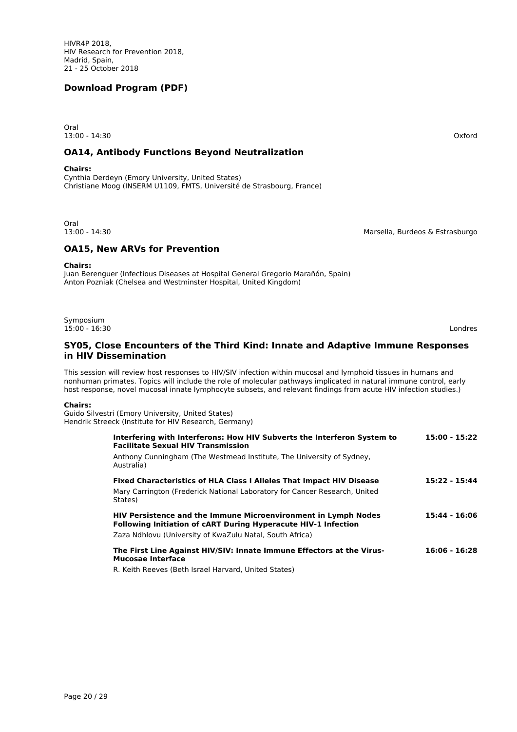HIVR4P 2018,
HIV Research for Prevention 2018,
Madrid, Spain,
21 - 25 October 2018

**Download Program (PDF)**

Oral
13:00 - 14:30

Oxford

## OA14, Antibody Functions Beyond Neutralization

**Chairs:**
Cynthia Derdeyn (Emory University, United States)
Christiane Moog (INSERM U1109, FMTS, Université de Strasbourg, France)

Oral
13:00 - 14:30

Marsella, Burdeos & Estrasburgo

## OA15, New ARVs for Prevention

**Chairs:**
Juan Berenguer (Infectious Diseases at Hospital General Gregorio Marañón, Spain)
Anton Pozniak (Chelsea and Westminster Hospital, United Kingdom)

Symposium
15:00 - 16:30

Londres

## SY05, Close Encounters of the Third Kind: Innate and Adaptive Immune Responses in HIV Dissemination

This session will review host responses to HIV/SIV infection within mucosal and lymphoid tissues in humans and nonhuman primates. Topics will include the role of molecular pathways implicated in natural immune control, early host response, novel mucosal innate lymphocyte subsets, and relevant findings from acute HIV infection studies.)

**Chairs:**
Guido Silvestri (Emory University, United States)
Hendrik Streeck (Institute for HIV Research, Germany)

**Interfering with Interferons: How HIV Subverts the Interferon System to Facilitate Sexual HIV Transmission** — **15:00 - 15:22**
Anthony Cunningham (The Westmead Institute, The University of Sydney, Australia)

**Fixed Characteristics of HLA Class I Alleles That Impact HIV Disease** — **15:22 - 15:44**
Mary Carrington (Frederick National Laboratory for Cancer Research, United States)

**HIV Persistence and the Immune Microenvironment in Lymph Nodes Following Initiation of cART During Hyperacute HIV-1 Infection** — **15:44 - 16:06**
Zaza Ndhlovu (University of KwaZulu Natal, South Africa)

**The First Line Against HIV/SIV: Innate Immune Effectors at the Virus-Mucosae Interface** — **16:06 - 16:28**
R. Keith Reeves (Beth Israel Harvard, United States)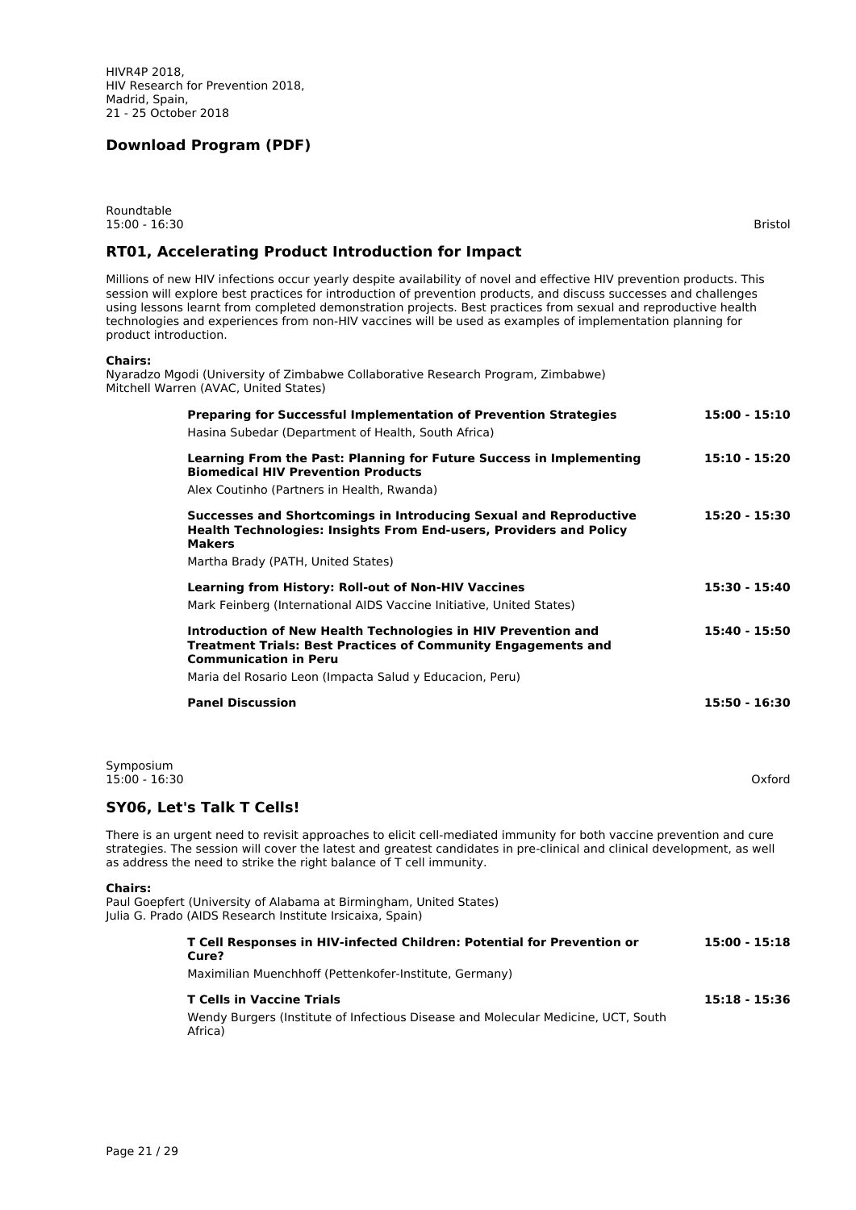HIVR4P 2018,
HIV Research for Prevention 2018,
Madrid, Spain,
21 - 25 October 2018

**Download Program (PDF)**

Roundtable
15:00 - 16:30 Bristol

## RT01, Accelerating Product Introduction for Impact

Millions of new HIV infections occur yearly despite availability of novel and effective HIV prevention products. This session will explore best practices for introduction of prevention products, and discuss successes and challenges using lessons learnt from completed demonstration projects. Best practices from sexual and reproductive health technologies and experiences from non-HIV vaccines will be used as examples of implementation planning for product introduction.

**Chairs:**
Nyaradzo Mgodi (University of Zimbabwe Collaborative Research Program, Zimbabwe)
Mitchell Warren (AVAC, United States)

**Preparing for Successful Implementation of Prevention Strategies** **15:00 - 15:10**
Hasina Subedar (Department of Health, South Africa)

**Learning From the Past: Planning for Future Success in Implementing Biomedical HIV Prevention Products** **15:10 - 15:20**
Alex Coutinho (Partners in Health, Rwanda)

**Successes and Shortcomings in Introducing Sexual and Reproductive Health Technologies: Insights From End-users, Providers and Policy Makers** **15:20 - 15:30**
Martha Brady (PATH, United States)

**Learning from History: Roll-out of Non-HIV Vaccines** **15:30 - 15:40**
Mark Feinberg (International AIDS Vaccine Initiative, United States)

**Introduction of New Health Technologies in HIV Prevention and Treatment Trials: Best Practices of Community Engagements and Communication in Peru** **15:40 - 15:50**
Maria del Rosario Leon (Impacta Salud y Educacion, Peru)

**Panel Discussion** **15:50 - 16:30**

Symposium
15:00 - 16:30 Oxford

## SY06, Let's Talk T Cells!

There is an urgent need to revisit approaches to elicit cell-mediated immunity for both vaccine prevention and cure strategies. The session will cover the latest and greatest candidates in pre-clinical and clinical development, as well as address the need to strike the right balance of T cell immunity.

**Chairs:**
Paul Goepfert (University of Alabama at Birmingham, United States)
Julia G. Prado (AIDS Research Institute Irsicaixa, Spain)

**T Cell Responses in HIV-infected Children: Potential for Prevention or Cure?** **15:00 - 15:18**
Maximilian Muenchhoff (Pettenkofer-Institute, Germany)

**T Cells in Vaccine Trials** **15:18 - 15:36**
Wendy Burgers (Institute of Infectious Disease and Molecular Medicine, UCT, South Africa)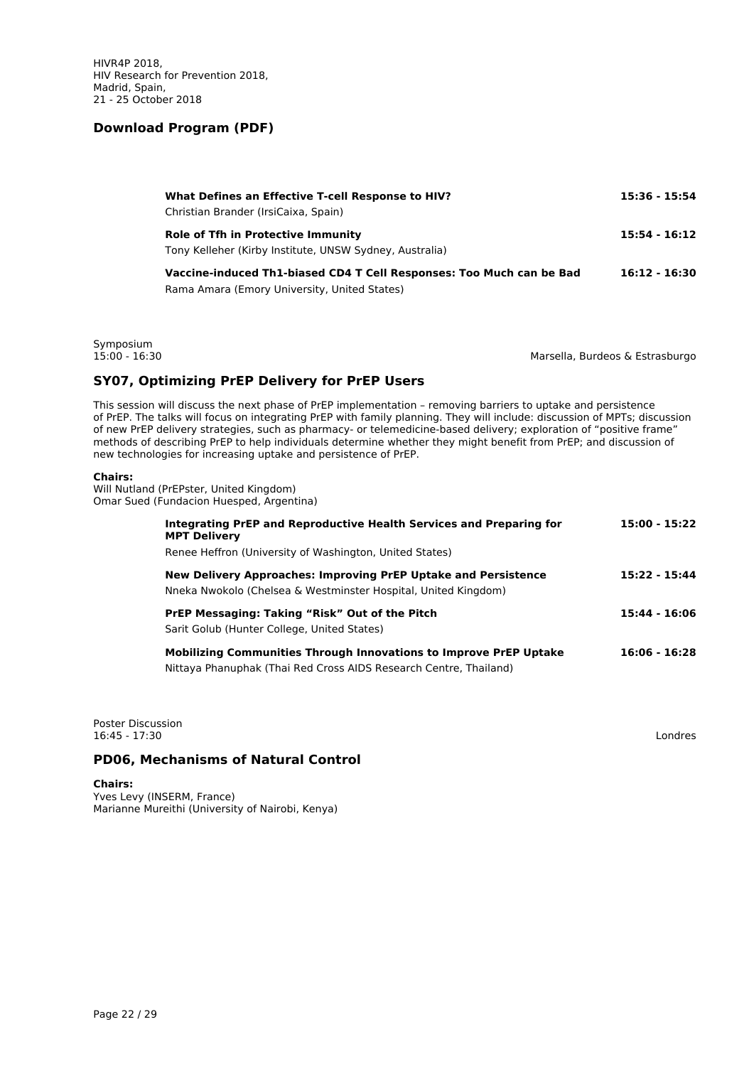**What Defines an Effective T-cell Response to HIV?** **15:36 - 15:54**
Christian Brander (IrsiCaixa, Spain)

**Role of Tfh in Protective Immunity** **15:54 - 16:12**
Tony Kelleher (Kirby Institute, UNSW Sydney, Australia)

**Vaccine-induced Th1-biased CD4 T Cell Responses: Too Much can be Bad** **16:12 - 16:30**
Rama Amara (Emory University, United States)

Symposium
15:00 - 16:30 Marsella, Burdeos & Estrasburgo

## SY07, Optimizing PrEP Delivery for PrEP Users

This session will discuss the next phase of PrEP implementation – removing barriers to uptake and persistence of PrEP. The talks will focus on integrating PrEP with family planning. They will include: discussion of MPTs; discussion of new PrEP delivery strategies, such as pharmacy- or telemedicine-based delivery; exploration of "positive frame" methods of describing PrEP to help individuals determine whether they might benefit from PrEP; and discussion of new technologies for increasing uptake and persistence of PrEP.

**Chairs:**
Will Nutland (PrEPster, United Kingdom)
Omar Sued (Fundacion Huesped, Argentina)

**Integrating PrEP and Reproductive Health Services and Preparing for MPT Delivery** **15:00 - 15:22**
Renee Heffron (University of Washington, United States)

**New Delivery Approaches: Improving PrEP Uptake and Persistence** **15:22 - 15:44**
Nneka Nwokolo (Chelsea & Westminster Hospital, United Kingdom)

**PrEP Messaging: Taking "Risk" Out of the Pitch** **15:44 - 16:06**
Sarit Golub (Hunter College, United States)

**Mobilizing Communities Through Innovations to Improve PrEP Uptake** **16:06 - 16:28**
Nittaya Phanuphak (Thai Red Cross AIDS Research Centre, Thailand)

Poster Discussion
16:45 - 17:30 Londres

## PD06, Mechanisms of Natural Control

**Chairs:**
Yves Levy (INSERM, France)
Marianne Mureithi (University of Nairobi, Kenya)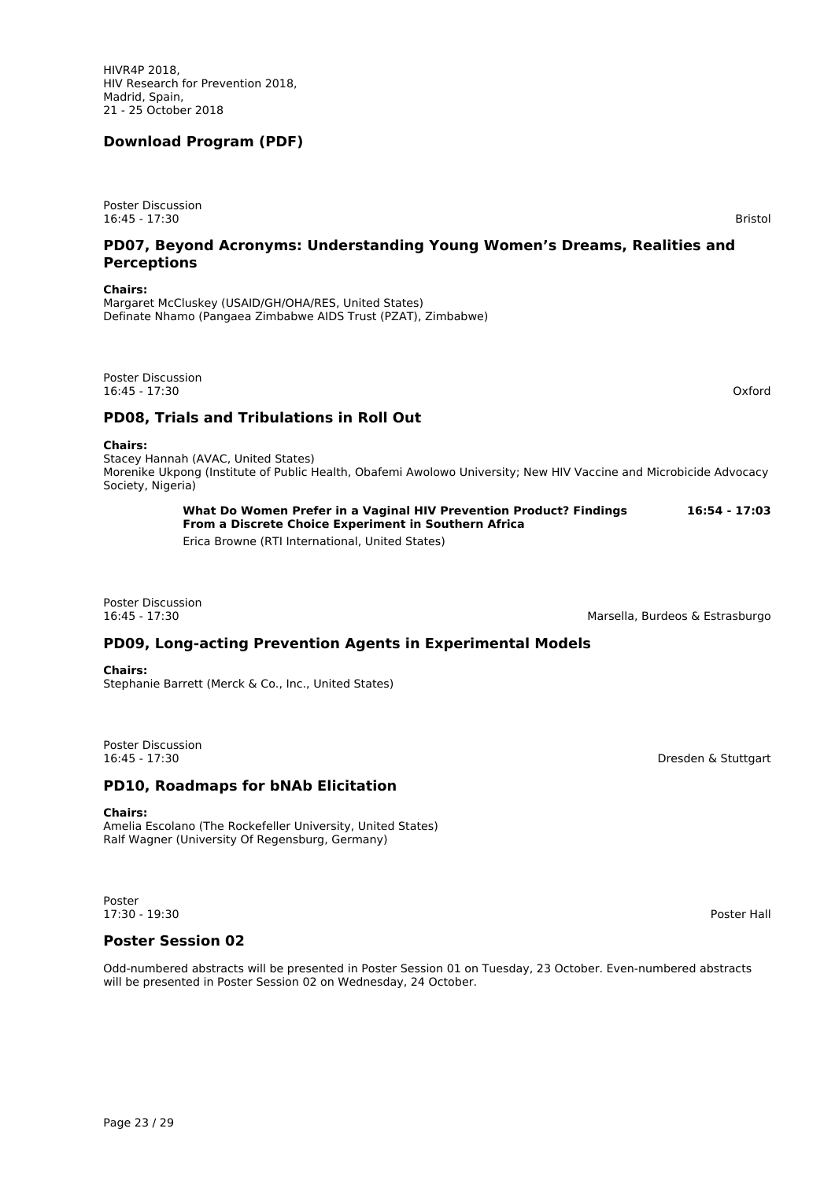HIVR4P 2018,
HIV Research for Prevention 2018,
Madrid, Spain,
21 - 25 October 2018

**Download Program (PDF)**

Poster Discussion
16:45 - 17:30 Bristol

## PD07, Beyond Acronyms: Understanding Young Women's Dreams, Realities and Perceptions

**Chairs:**
Margaret McCluskey (USAID/GH/OHA/RES, United States)
Definate Nhamo (Pangaea Zimbabwe AIDS Trust (PZAT), Zimbabwe)

Poster Discussion
16:45 - 17:30 Oxford

## PD08, Trials and Tribulations in Roll Out

**Chairs:**
Stacey Hannah (AVAC, United States)
Morenike Ukpong (Institute of Public Health, Obafemi Awolowo University; New HIV Vaccine and Microbicide Advocacy Society, Nigeria)

**What Do Women Prefer in a Vaginal HIV Prevention Product? Findings From a Discrete Choice Experiment in Southern Africa** **16:54 - 17:03**
Erica Browne (RTI International, United States)

Poster Discussion
16:45 - 17:30 Marsella, Burdeos & Estrasburgo

## PD09, Long-acting Prevention Agents in Experimental Models

**Chairs:**
Stephanie Barrett (Merck & Co., Inc., United States)

Poster Discussion
16:45 - 17:30 Dresden & Stuttgart

## PD10, Roadmaps for bNAb Elicitation

**Chairs:**
Amelia Escolano (The Rockefeller University, United States)
Ralf Wagner (University Of Regensburg, Germany)

Poster
17:30 - 19:30 Poster Hall

## Poster Session 02

Odd-numbered abstracts will be presented in Poster Session 01 on Tuesday, 23 October. Even-numbered abstracts will be presented in Poster Session 02 on Wednesday, 24 October.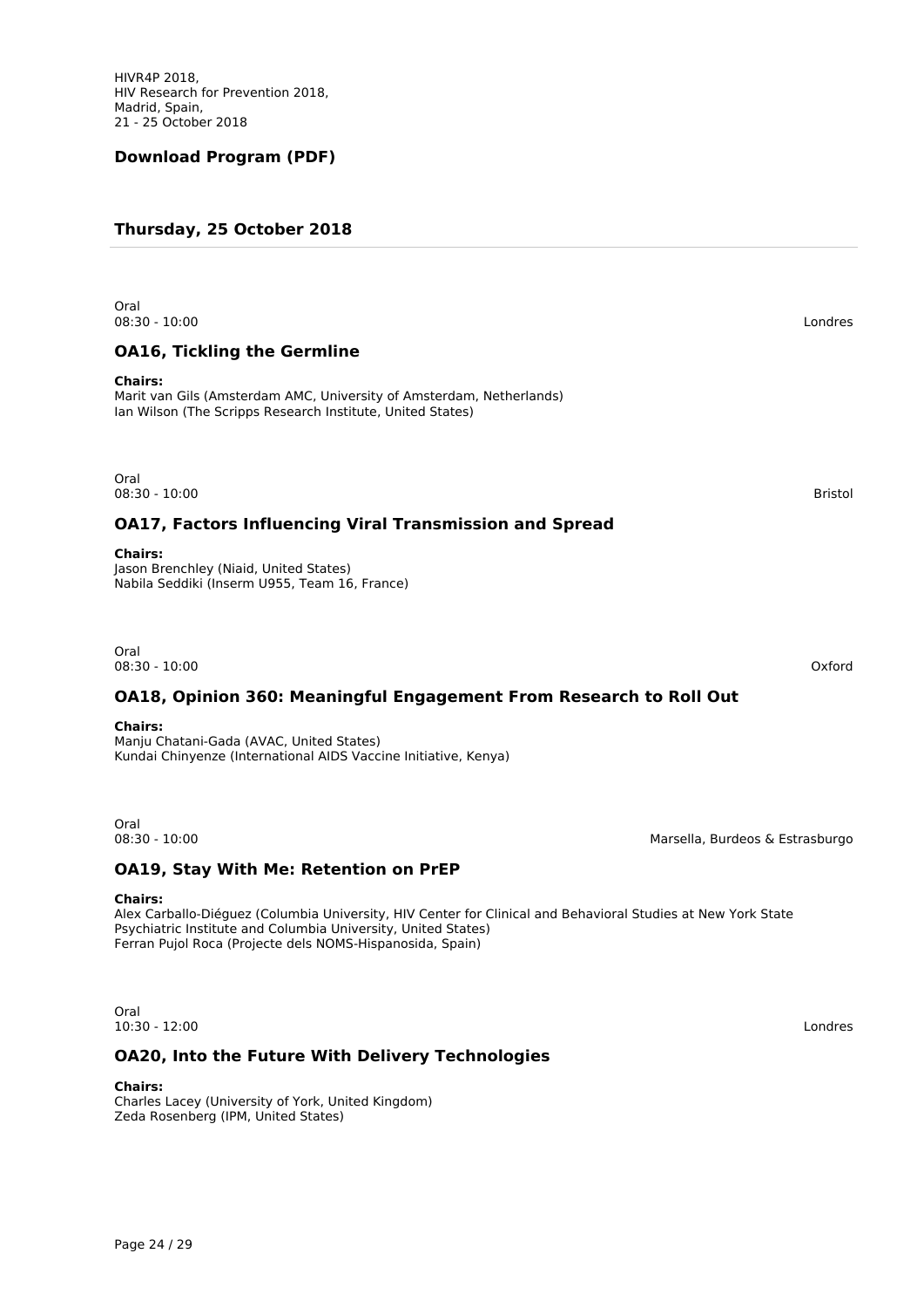HIVR4P 2018,
HIV Research for Prevention 2018,
Madrid, Spain,
21 - 25 October 2018

**Download Program (PDF)**

## Thursday, 25 October 2018

Oral
08:30 - 10:00 Londres

### OA16, Tickling the Germline

**Chairs:**
Marit van Gils (Amsterdam AMC, University of Amsterdam, Netherlands)
Ian Wilson (The Scripps Research Institute, United States)

Oral
08:30 - 10:00 Bristol

### OA17, Factors Influencing Viral Transmission and Spread

**Chairs:**
Jason Brenchley (Niaid, United States)
Nabila Seddiki (Inserm U955, Team 16, France)

Oral
08:30 - 10:00 Oxford

### OA18, Opinion 360: Meaningful Engagement From Research to Roll Out

**Chairs:**
Manju Chatani-Gada (AVAC, United States)
Kundai Chinyenze (International AIDS Vaccine Initiative, Kenya)

Oral
08:30 - 10:00 Marsella, Burdeos & Estrasburgo

### OA19, Stay With Me: Retention on PrEP

**Chairs:**
Alex Carballo-Diéguez (Columbia University, HIV Center for Clinical and Behavioral Studies at New York State Psychiatric Institute and Columbia University, United States)
Ferran Pujol Roca (Projecte dels NOMS-Hispanosida, Spain)

Oral
10:30 - 12:00 Londres

### OA20, Into the Future With Delivery Technologies

**Chairs:**
Charles Lacey (University of York, United Kingdom)
Zeda Rosenberg (IPM, United States)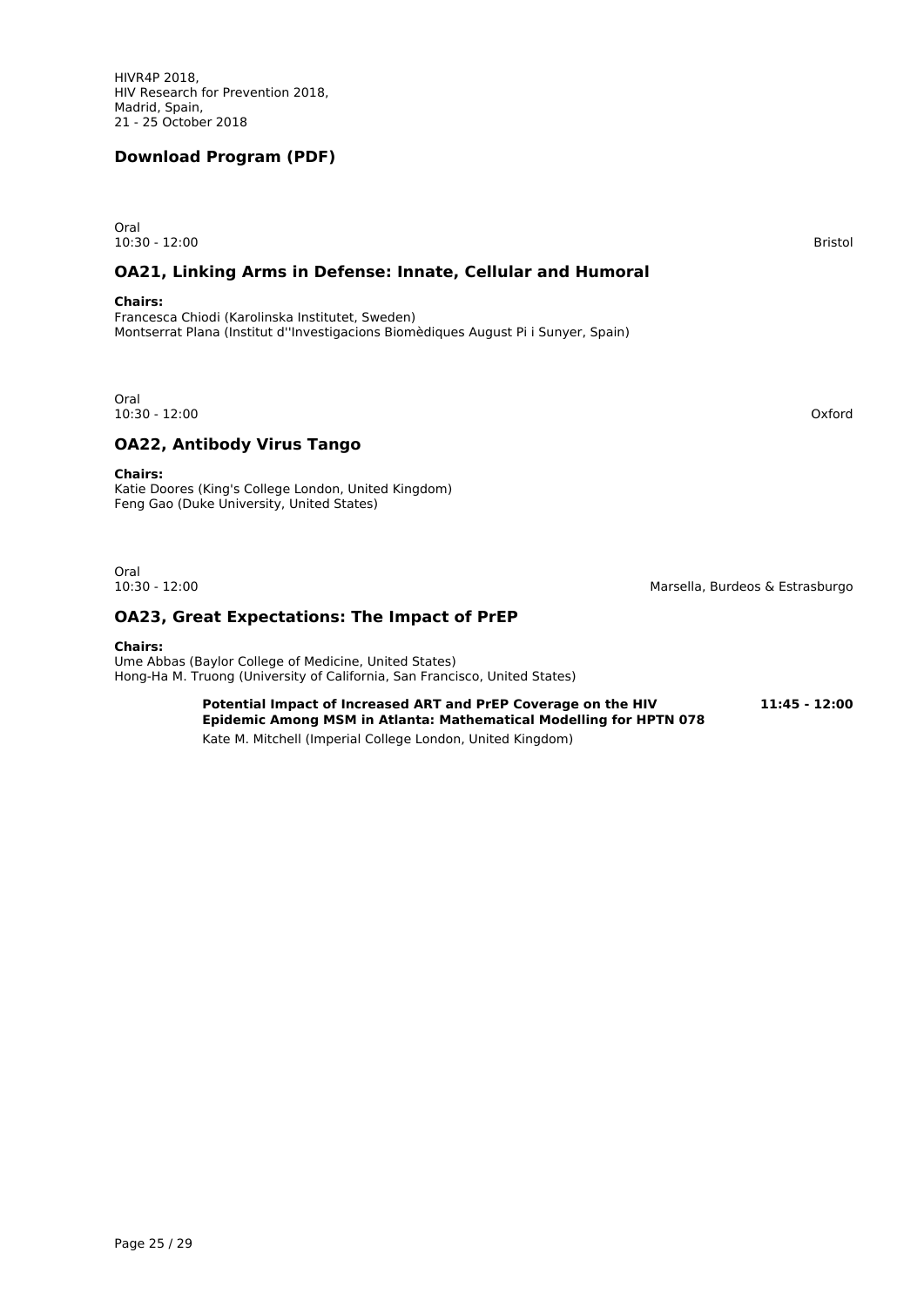HIVR4P 2018,
HIV Research for Prevention 2018,
Madrid, Spain,
21 - 25 October 2018

**Download Program (PDF)**

Oral
10:30 - 12:00 Bristol

## OA21, Linking Arms in Defense: Innate, Cellular and Humoral

**Chairs:**
Francesca Chiodi (Karolinska Institutet, Sweden)
Montserrat Plana (Institut d''Investigacions Biomèdiques August Pi i Sunyer, Spain)

Oral
10:30 - 12:00 Oxford

## OA22, Antibody Virus Tango

**Chairs:**
Katie Doores (King's College London, United Kingdom)
Feng Gao (Duke University, United States)

Oral
10:30 - 12:00 Marsella, Burdeos & Estrasburgo

## OA23, Great Expectations: The Impact of PrEP

**Chairs:**
Ume Abbas (Baylor College of Medicine, United States)
Hong-Ha M. Truong (University of California, San Francisco, United States)

**Potential Impact of Increased ART and PrEP Coverage on the HIV Epidemic Among MSM in Atlanta: Mathematical Modelling for HPTN 078** **11:45 - 12:00**
Kate M. Mitchell (Imperial College London, United Kingdom)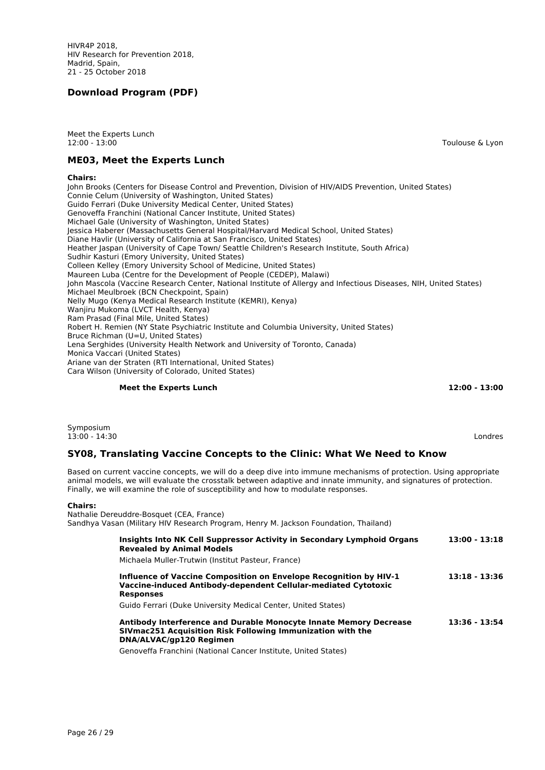HIVR4P 2018,
HIV Research for Prevention 2018,
Madrid, Spain,
21 - 25 October 2018

**Download Program (PDF)**

Meet the Experts Lunch
12:00 - 13:00 Toulouse & Lyon

## ME03, Meet the Experts Lunch

**Chairs:**
John Brooks (Centers for Disease Control and Prevention, Division of HIV/AIDS Prevention, United States)
Connie Celum (University of Washington, United States)
Guido Ferrari (Duke University Medical Center, United States)
Genoveffa Franchini (National Cancer Institute, United States)
Michael Gale (University of Washington, United States)
Jessica Haberer (Massachusetts General Hospital/Harvard Medical School, United States)
Diane Havlir (University of California at San Francisco, United States)
Heather Jaspan (University of Cape Town/ Seattle Children's Research Institute, South Africa)
Sudhir Kasturi (Emory University, United States)
Colleen Kelley (Emory University School of Medicine, United States)
Maureen Luba (Centre for the Development of People (CEDEP), Malawi)
John Mascola (Vaccine Research Center, National Institute of Allergy and Infectious Diseases, NIH, United States)
Michael Meulbroek (BCN Checkpoint, Spain)
Nelly Mugo (Kenya Medical Research Institute (KEMRI), Kenya)
Wanjiru Mukoma (LVCT Health, Kenya)
Ram Prasad (Final Mile, United States)
Robert H. Remien (NY State Psychiatric Institute and Columbia University, United States)
Bruce Richman (U=U, United States)
Lena Serghides (University Health Network and University of Toronto, Canada)
Monica Vaccari (United States)
Ariane van der Straten (RTI International, United States)
Cara Wilson (University of Colorado, United States)

**Meet the Experts Lunch** **12:00 - 13:00**

Symposium
13:00 - 14:30 Londres

## SY08, Translating Vaccine Concepts to the Clinic: What We Need to Know

Based on current vaccine concepts, we will do a deep dive into immune mechanisms of protection. Using appropriate animal models, we will evaluate the crosstalk between adaptive and innate immunity, and signatures of protection. Finally, we will examine the role of susceptibility and how to modulate responses.

**Chairs:**
Nathalie Dereuddre-Bosquet (CEA, France)
Sandhya Vasan (Military HIV Research Program, Henry M. Jackson Foundation, Thailand)

**Insights Into NK Cell Suppressor Activity in Secondary Lymphoid Organs Revealed by Animal Models** **13:00 - 13:18**
Michaela Muller-Trutwin (Institut Pasteur, France)

**Influence of Vaccine Composition on Envelope Recognition by HIV-1 Vaccine-induced Antibody-dependent Cellular-mediated Cytotoxic Responses** **13:18 - 13:36**
Guido Ferrari (Duke University Medical Center, United States)

**Antibody Interference and Durable Monocyte Innate Memory Decrease SIVmac251 Acquisition Risk Following Immunization with the DNA/ALVAC/gp120 Regimen** **13:36 - 13:54**
Genoveffa Franchini (National Cancer Institute, United States)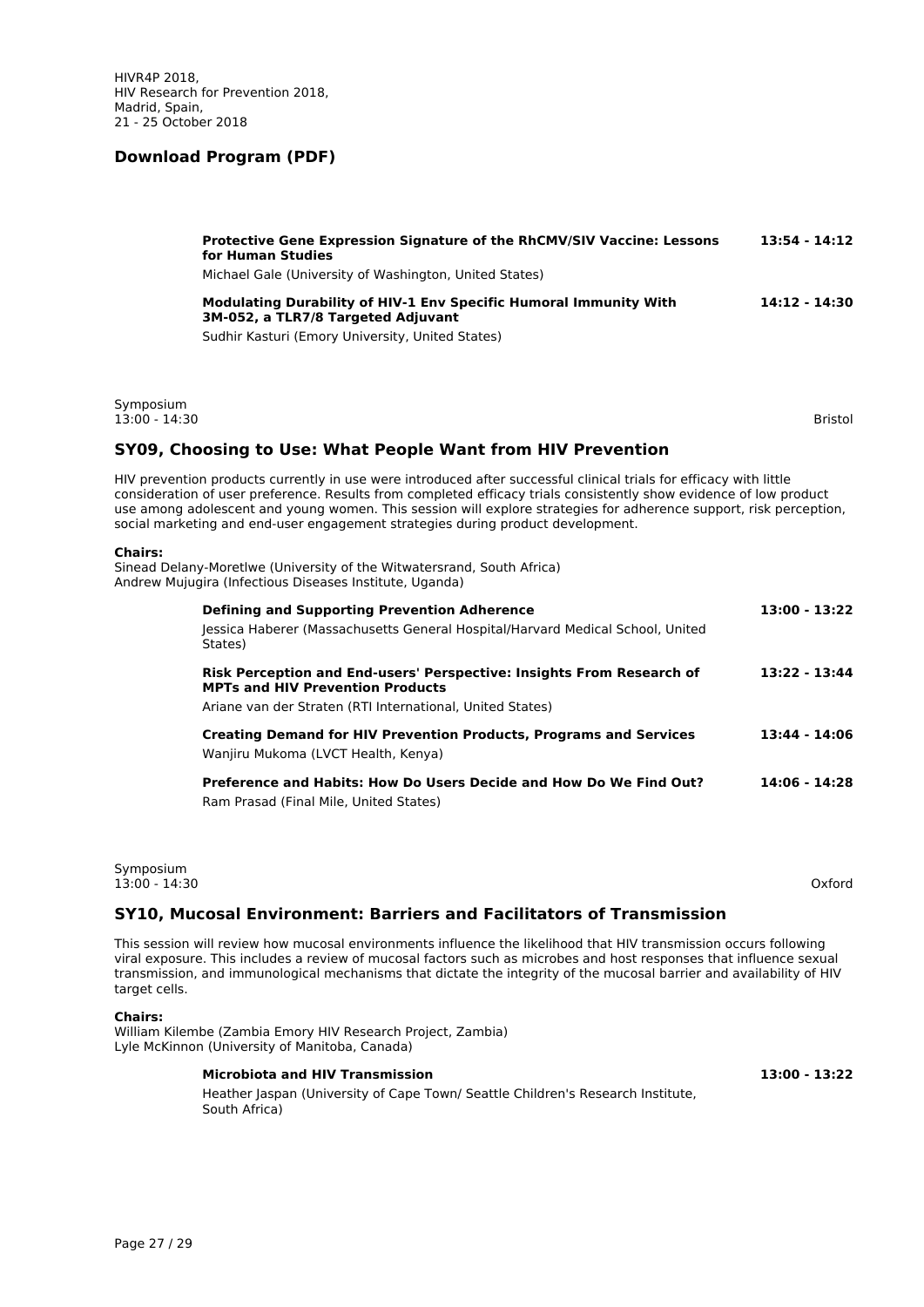**Protective Gene Expression Signature of the RhCMV/SIV Vaccine: Lessons for Human Studies** — **13:54 - 14:12**

Michael Gale (University of Washington, United States)

**Modulating Durability of HIV-1 Env Specific Humoral Immunity With 3M-052, a TLR7/8 Targeted Adjuvant** — **14:12 - 14:30**

Sudhir Kasturi (Emory University, United States)

Symposium
13:00 - 14:30
Bristol

## SY09, Choosing to Use: What People Want from HIV Prevention

HIV prevention products currently in use were introduced after successful clinical trials for efficacy with little consideration of user preference. Results from completed efficacy trials consistently show evidence of low product use among adolescent and young women. This session will explore strategies for adherence support, risk perception, social marketing and end-user engagement strategies during product development.

**Chairs:**
Sinead Delany-Moretlwe (University of the Witwatersrand, South Africa)
Andrew Mujugira (Infectious Diseases Institute, Uganda)

**Defining and Supporting Prevention Adherence** — **13:00 - 13:22**

Jessica Haberer (Massachusetts General Hospital/Harvard Medical School, United States)

**Risk Perception and End-users' Perspective: Insights From Research of MPTs and HIV Prevention Products** — **13:22 - 13:44**

Ariane van der Straten (RTI International, United States)

**Creating Demand for HIV Prevention Products, Programs and Services** — **13:44 - 14:06**

Wanjiru Mukoma (LVCT Health, Kenya)

**Preference and Habits: How Do Users Decide and How Do We Find Out?** — **14:06 - 14:28**

Ram Prasad (Final Mile, United States)

Symposium
13:00 - 14:30
Oxford

## SY10, Mucosal Environment: Barriers and Facilitators of Transmission

This session will review how mucosal environments influence the likelihood that HIV transmission occurs following viral exposure. This includes a review of mucosal factors such as microbes and host responses that influence sexual transmission, and immunological mechanisms that dictate the integrity of the mucosal barrier and availability of HIV target cells.

**Chairs:**
William Kilembe (Zambia Emory HIV Research Project, Zambia)
Lyle McKinnon (University of Manitoba, Canada)

**Microbiota and HIV Transmission** — **13:00 - 13:22**

Heather Jaspan (University of Cape Town/ Seattle Children's Research Institute, South Africa)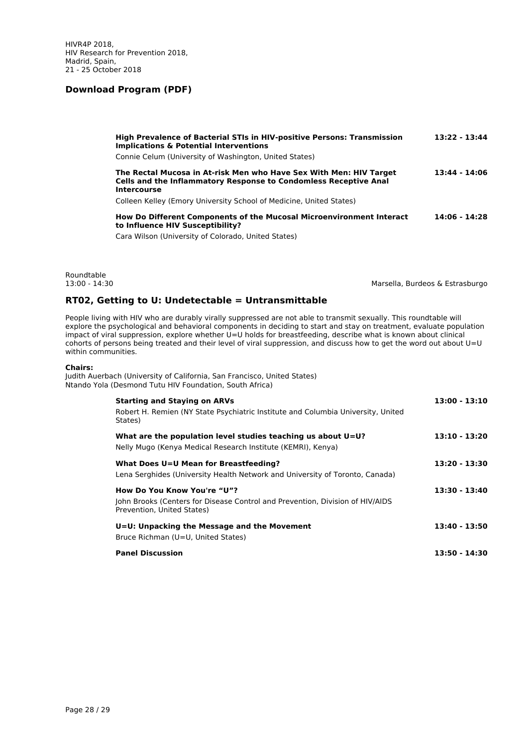**High Prevalence of Bacterial STIs in HIV-positive Persons: Transmission Implications & Potential Interventions** 13:22 - 13:44

Connie Celum (University of Washington, United States)

**The Rectal Mucosa in At-risk Men who Have Sex With Men: HIV Target Cells and the Inflammatory Response to Condomless Receptive Anal Intercourse** 13:44 - 14:06

Colleen Kelley (Emory University School of Medicine, United States)

**How Do Different Components of the Mucosal Microenvironment Interact to Influence HIV Susceptibility?** 14:06 - 14:28

Cara Wilson (University of Colorado, United States)

Roundtable
13:00 - 14:30

Marsella, Burdeos & Estrasburgo

## RT02, Getting to U: Undetectable = Untransmittable

People living with HIV who are durably virally suppressed are not able to transmit sexually. This roundtable will explore the psychological and behavioral components in deciding to start and stay on treatment, evaluate population impact of viral suppression, explore whether U=U holds for breastfeeding, describe what is known about clinical cohorts of persons being treated and their level of viral suppression, and discuss how to get the word out about U=U within communities.

**Chairs:**
Judith Auerbach (University of California, San Francisco, United States)
Ntando Yola (Desmond Tutu HIV Foundation, South Africa)

**Starting and Staying on ARVs** 13:00 - 13:10

Robert H. Remien (NY State Psychiatric Institute and Columbia University, United States)

**What are the population level studies teaching us about U=U?** 13:10 - 13:20

Nelly Mugo (Kenya Medical Research Institute (KEMRI), Kenya)

**What Does U=U Mean for Breastfeeding?** 13:20 - 13:30

Lena Serghides (University Health Network and University of Toronto, Canada)

**How Do You Know You're "U"?** 13:30 - 13:40

John Brooks (Centers for Disease Control and Prevention, Division of HIV/AIDS Prevention, United States)

**U=U: Unpacking the Message and the Movement** 13:40 - 13:50

Bruce Richman (U=U, United States)

**Panel Discussion** 13:50 - 14:30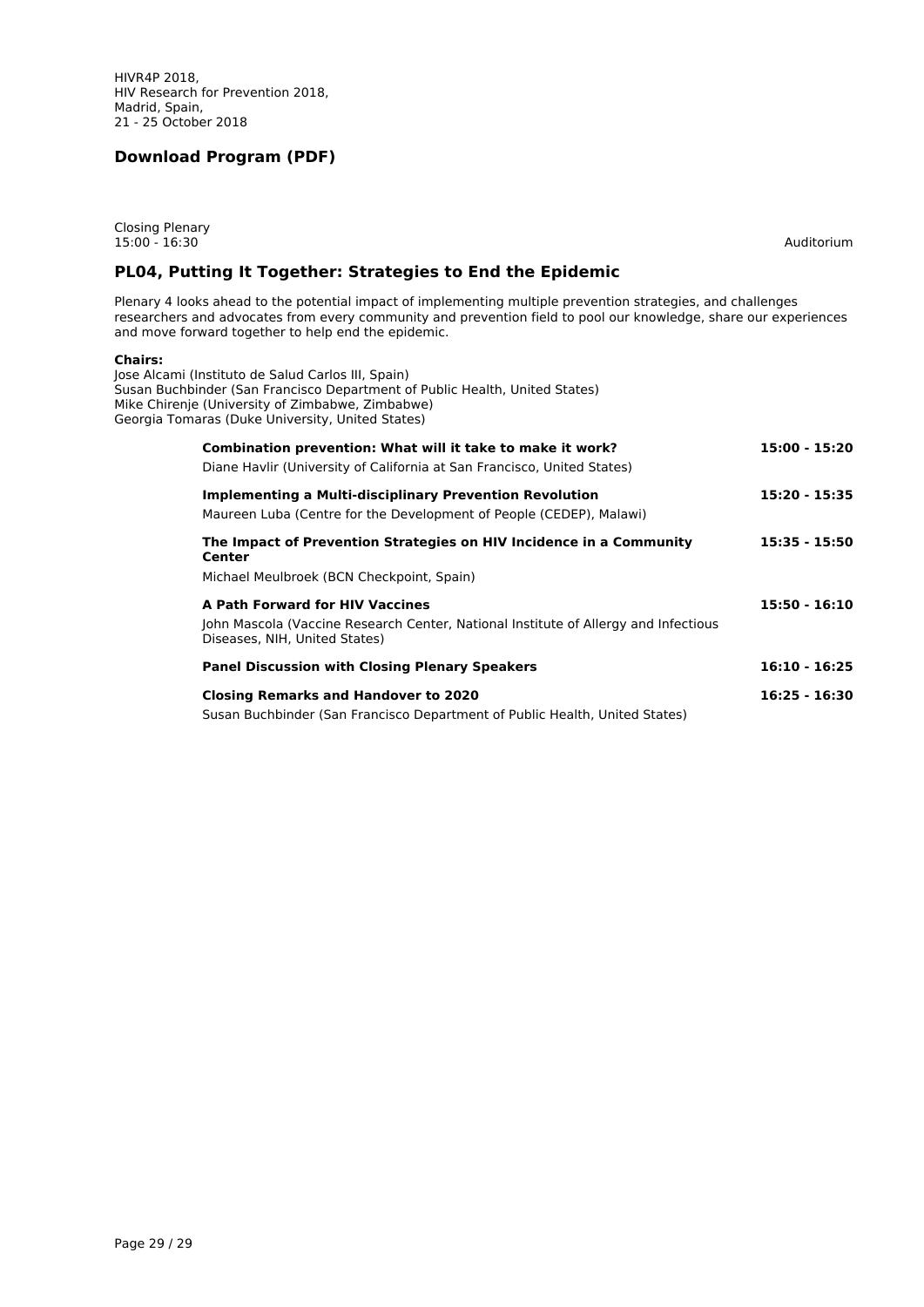Closing Plenary
15:00 - 16:30

Auditorium

## PL04, Putting It Together: Strategies to End the Epidemic

Plenary 4 looks ahead to the potential impact of implementing multiple prevention strategies, and challenges researchers and advocates from every community and prevention field to pool our knowledge, share our experiences and move forward together to help end the epidemic.

**Chairs:**
Jose Alcami (Instituto de Salud Carlos III, Spain)
Susan Buchbinder (San Francisco Department of Public Health, United States)
Mike Chirenje (University of Zimbabwe, Zimbabwe)
Georgia Tomaras (Duke University, United States)

**Combination prevention: What will it take to make it work?** — **15:00 - 15:20**
Diane Havlir (University of California at San Francisco, United States)

**Implementing a Multi-disciplinary Prevention Revolution** — **15:20 - 15:35**
Maureen Luba (Centre for the Development of People (CEDEP), Malawi)

**The Impact of Prevention Strategies on HIV Incidence in a Community Center** — **15:35 - 15:50**
Michael Meulbroek (BCN Checkpoint, Spain)

**A Path Forward for HIV Vaccines** — **15:50 - 16:10**
John Mascola (Vaccine Research Center, National Institute of Allergy and Infectious Diseases, NIH, United States)

**Panel Discussion with Closing Plenary Speakers** — **16:10 - 16:25**

**Closing Remarks and Handover to 2020** — **16:25 - 16:30**
Susan Buchbinder (San Francisco Department of Public Health, United States)